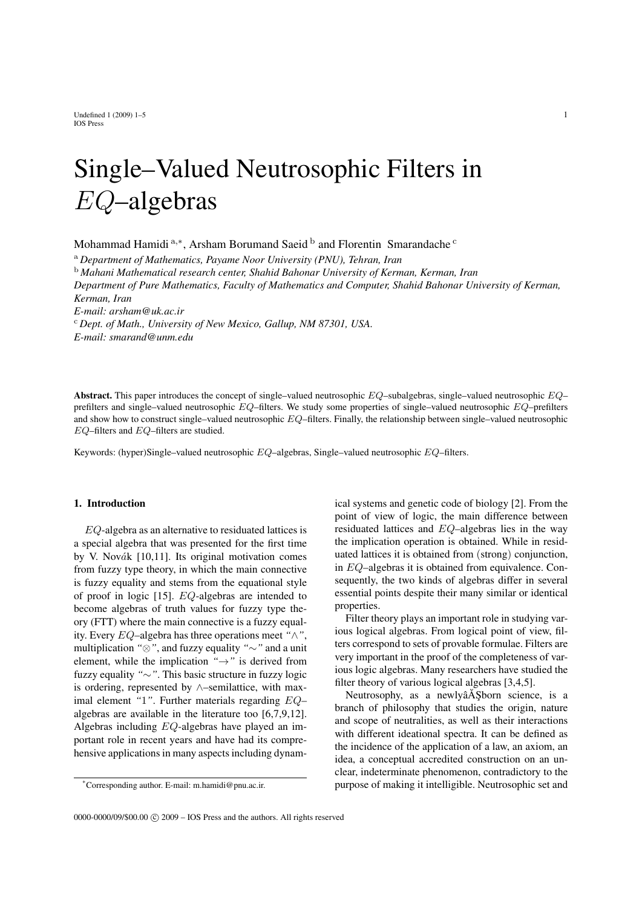# Single–Valued Neutrosophic Filters in $EQ$–algebras

Mohammad Hamidi [a,*], Arsham Borumand Saeid [b] and Florentin Smarandache [c]

[a] *Department of Mathematics, Payame Noor University (PNU), Tehran, Iran*

[b] *Mahani Mathematical research center, Shahid Bahonar University of Kerman, Kerman, Iran*

*Department of Pure Mathematics, Faculty of Mathematics and Computer, Shahid Bahonar University of Kerman, Kerman, Iran*

*E-mail: arsham@uk.ac.ir*

[c] *Dept. of Math., University of New Mexico, Gallup, NM 87301, USA.*

*E-mail: smarand@unm.edu*

**Abstract.** This paper introduces the concept of single–valued neutrosophic $EQ$–subalgebras, single–valued neutrosophic $EQ$–prefilters and single–valued neutrosophic $EQ$–filters. We study some properties of single–valued neutrosophic $EQ$–prefilters and show how to construct single–valued neutrosophic $EQ$–filters. Finally, the relationship between single–valued neutrosophic $EQ$–filters and $EQ$–filters are studied.

Keywords: (hyper)Single–valued neutrosophic $EQ$–algebras, Single–valued neutrosophic $EQ$–filters.

## 1. Introduction

$EQ$-algebra as an alternative to residuated lattices is a special algebra that was presented for the first time by V. Novák [10,11]. Its original motivation comes from fuzzy type theory, in which the main connective is fuzzy equality and stems from the equational style of proof in logic [15]. $EQ$-algebras are intended to become algebras of truth values for fuzzy type theory (FTT) where the main connective is a fuzzy equality. Every $EQ$–algebra has three operations meet *"*$\wedge$*"*, multiplication *"*$\otimes$*"*, and fuzzy equality *"*$\sim$*"* and a unit element, while the implication *"*$\rightarrow$*"* is derived from fuzzy equality *"*$\sim$*"*. This basic structure in fuzzy logic is ordering, represented by $\wedge$–semilattice, with maximal element *"1"*. Further materials regarding $EQ$–algebras are available in the literature too [6,7,9,12]. Algebras including $EQ$-algebras have played an important role in recent years and have had its comprehensive applications in many aspects including dynamical systems and genetic code of biology [2]. From the point of view of logic, the main difference between residuated lattices and $EQ$–algebras lies in the way the implication operation is obtained. While in residuated lattices it is obtained from (strong) conjunction, in $EQ$–algebras it is obtained from equivalence. Consequently, the two kinds of algebras differ in several essential points despite their many similar or identical properties.

Filter theory plays an important role in studying various logical algebras. From logical point of view, filters correspond to sets of provable formulae. Filters are very important in the proof of the completeness of various logic algebras. Many researchers have studied the filter theory of various logical algebras [3,4,5].

Neutrosophy, as a newlyâĂŞborn science, is a branch of philosophy that studies the origin, nature and scope of neutralities, as well as their interactions with different ideational spectra. It can be defined as the incidence of the application of a law, an axiom, an idea, a conceptual accredited construction on an unclear, indeterminate phenomenon, contradictory to the purpose of making it intelligible. Neutrosophic set and

*Corresponding author. E-mail: m.hamidi@pnu.ac.ir.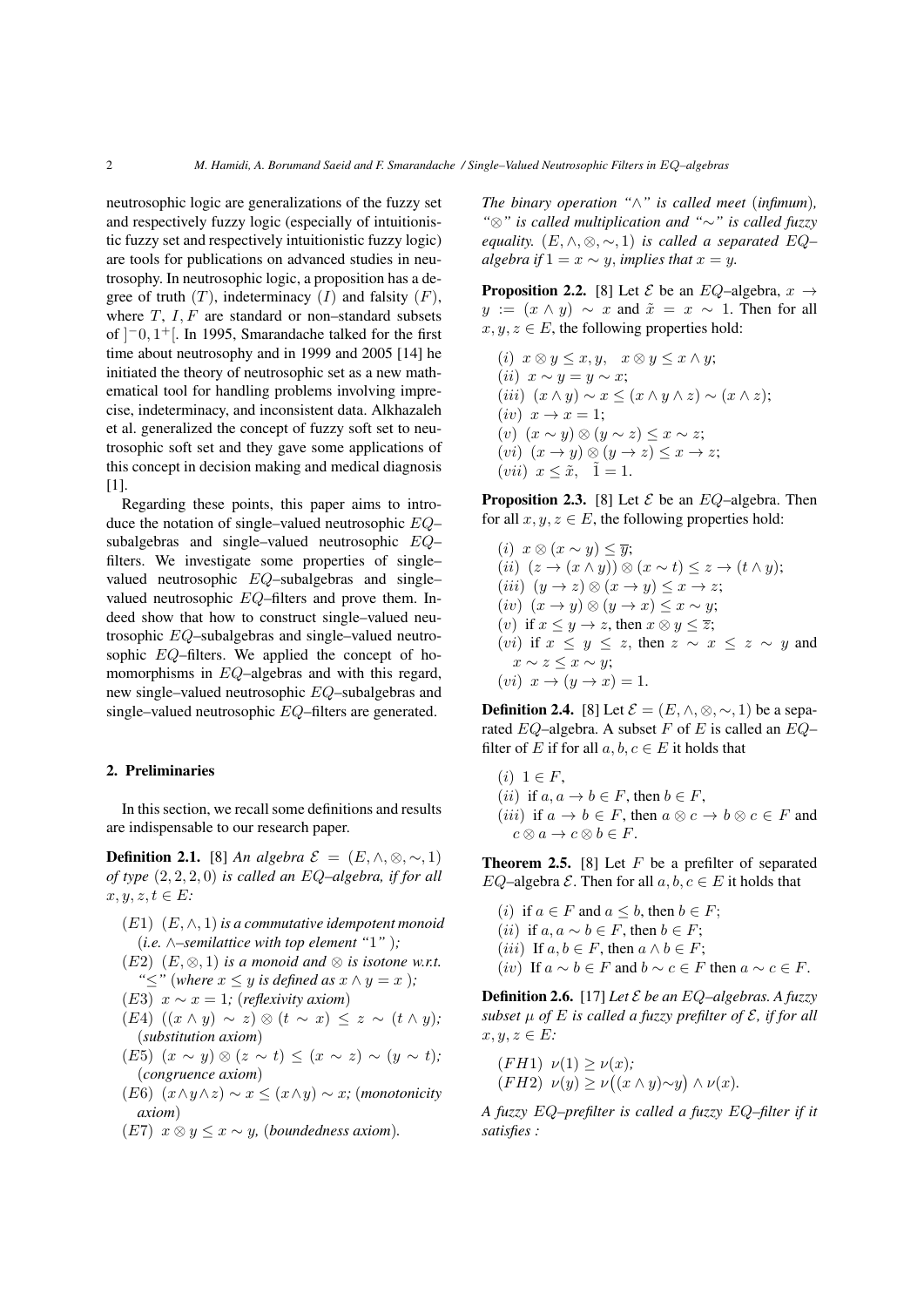neutrosophic logic are generalizations of the fuzzy set and respectively fuzzy logic (especially of intuitionistic fuzzy set and respectively intuitionistic fuzzy logic) are tools for publications on advanced studies in neutrosophy. In neutrosophic logic, a proposition has a degree of truth $(T)$, indeterminacy $(I)$ and falsity $(F)$, where $T$, $I, F$ are standard or non–standard subsets of $]^{-}0, 1^{+}[$. In 1995, Smarandache talked for the first time about neutrosophy and in 1999 and 2005 [14] he initiated the theory of neutrosophic set as a new mathematical tool for handling problems involving imprecise, indeterminacy, and inconsistent data. Alkhazaleh et al. generalized the concept of fuzzy soft set to neutrosophic soft set and they gave some applications of this concept in decision making and medical diagnosis [1].

Regarding these points, this paper aims to introduce the notation of single–valued neutrosophic $EQ$–subalgebras and single–valued neutrosophic $EQ$–filters. We investigate some properties of single–valued neutrosophic $EQ$–subalgebras and single–valued neutrosophic $EQ$–filters and prove them. Indeed show that how to construct single–valued neutrosophic $EQ$–subalgebras and single–valued neutrosophic $EQ$–filters. We applied the concept of homomorphisms in $EQ$–algebras and with this regard, new single–valued neutrosophic $EQ$–subalgebras and single–valued neutrosophic $EQ$–filters are generated.

## 2. Preliminaries

In this section, we recall some definitions and results are indispensable to our research paper.

**Definition 2.1.** [8] *An algebra $\mathcal{E} = (E, \wedge, \otimes, \sim, 1)$ of type $(2, 2, 2, 0)$ is called an $EQ$–algebra, if for all $x, y, z, t \in E$:*

- $(E1)$ *$(E, \wedge, 1)$ is a commutative idempotent monoid (i.e. $\wedge$–semilattice with top element "$1$");*
- $(E2)$ *$(E, \otimes, 1)$ is a monoid and $\otimes$ is isotone w.r.t. "$\leq$" (where $x \leq y$ is defined as $x \wedge y = x$);*
- $(E3)$ *$x \sim x = 1$; (reflexivity axiom)*
- $(E4)$ *$((x \wedge y) \sim z) \otimes (t \sim x) \leq z \sim (t \wedge y)$; (substitution axiom)*
- $(E5)$ *$(x \sim y) \otimes (z \sim t) \leq (x \sim z) \sim (y \sim t)$; (congruence axiom)*
- $(E6)$ *$(x \wedge y \wedge z) \sim x \leq (x \wedge y) \sim x$; (monotonicity axiom)*
- $(E7)$ *$x \otimes y \leq x \sim y$, (boundedness axiom).*

*The binary operation "$\wedge$" is called meet (infimum), "$\otimes$" is called multiplication and "$\sim$" is called fuzzy equality. $(E, \wedge, \otimes, \sim, 1)$ is called a separated $EQ$–algebra if $1 = x \sim y$, implies that $x = y$.*

**Proposition 2.2.** [8] Let $\mathcal{E}$ be an $EQ$–algebra, $x \to y := (x \wedge y) \sim x$ and $\tilde{x} = x \sim 1$. Then for all $x, y, z \in E$, the following properties hold:

- $(i)$ $x \otimes y \leq x, y, \quad x \otimes y \leq x \wedge y$;
- $(ii)$ $x \sim y = y \sim x$;
- $(iii)$ $(x \wedge y) \sim x \leq (x \wedge y \wedge z) \sim (x \wedge z)$;
- $(iv)$ $x \to x = 1$;
- $(v)$ $(x \sim y) \otimes (y \sim z) \leq x \sim z$;
- $(vi)$ $(x \to y) \otimes (y \to z) \leq x \to z$;
- $(vii)$ $x \leq \tilde{x}, \quad \tilde{1} = 1$.

**Proposition 2.3.** [8] Let $\mathcal{E}$ be an $EQ$–algebra. Then for all $x, y, z \in E$, the following properties hold:

- $(i)$ $x \otimes (x \sim y) \leq \overline{y}$;
- $(ii)$ $(z \to (x \wedge y)) \otimes (x \sim t) \leq z \to (t \wedge y)$;
- $(iii)$ $(y \to z) \otimes (x \to y) \leq x \to z$;
- $(iv)$ $(x \to y) \otimes (y \to x) \leq x \sim y$;
- $(v)$ if $x \leq y \to z$, then $x \otimes y \leq \overline{z}$;
- $(vi)$ if $x \leq y \leq z$, then $z \sim x \leq z \sim y$ and $x \sim z \leq x \sim y$;
- $(vi)$ $x \to (y \to x) = 1$.

**Definition 2.4.** [8] Let $\mathcal{E} = (E, \wedge, \otimes, \sim, 1)$ be a separated $EQ$–algebra. A subset $F$ of $E$ is called an $EQ$–filter of $E$ if for all $a, b, c \in E$ it holds that

- $(i)$ $1 \in F$,
- $(ii)$ if $a, a \to b \in F$, then $b \in F$,
- $(iii)$ if $a \to b \in F$, then $a \otimes c \to b \otimes c \in F$ and $c \otimes a \to c \otimes b \in F$.

**Theorem 2.5.** [8] Let $F$ be a prefilter of separated $EQ$–algebra $\mathcal{E}$. Then for all $a, b, c \in E$ it holds that

- $(i)$ if $a \in F$ and $a \leq b$, then $b \in F$;
- $(ii)$ if $a, a \sim b \in F$, then $b \in F$;
- $(iii)$ If $a, b \in F$, then $a \wedge b \in F$;
- $(iv)$ If $a \sim b \in F$ and $b \sim c \in F$ then $a \sim c \in F$.

**Definition 2.6.** [17] *Let $\mathcal{E}$ be an $EQ$–algebras. A fuzzy subset $\mu$ of $E$ is called a fuzzy prefilter of $\mathcal{E}$, if for all $x, y, z \in E$:*

- $(FH1)$ *$\nu(1) \geq \nu(x)$;*
- $(FH2)$ *$\nu(y) \geq \nu\big((x \wedge y) {\sim} y\big) \wedge \nu(x)$.*

*A fuzzy $EQ$–prefilter is called a fuzzy $EQ$–filter if it satisfies :*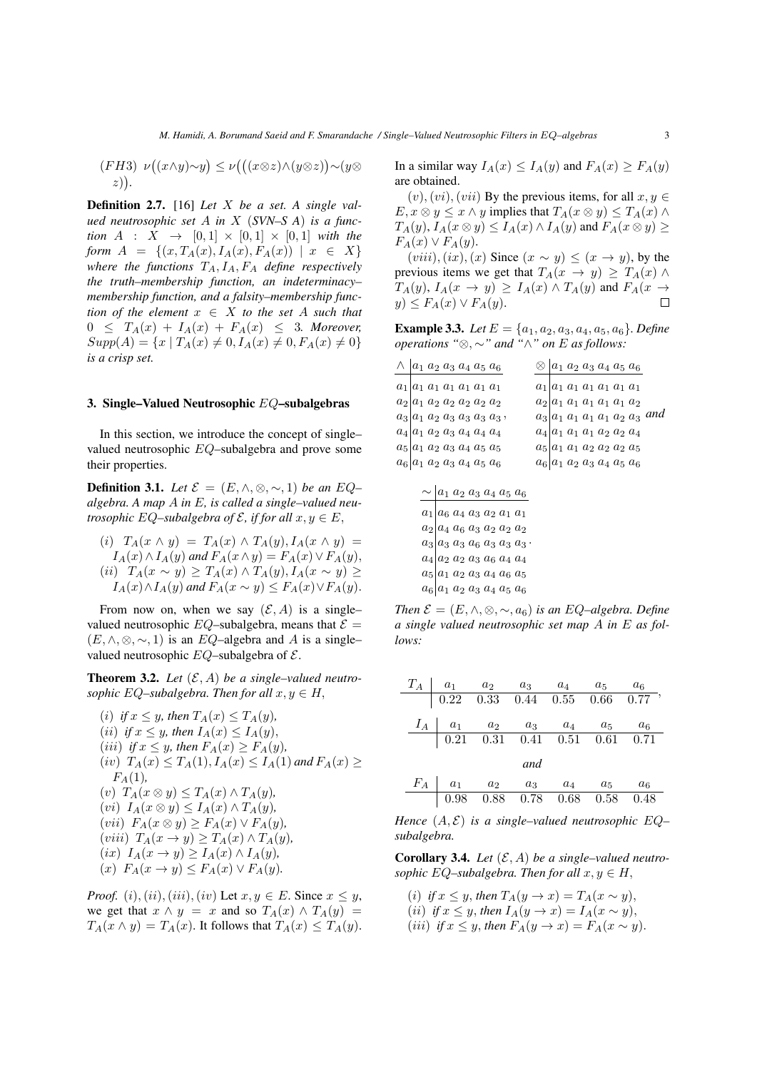$(FH3)$ $\nu\big((x\wedge y)\sim y\big) \leq \nu\big(\big((x\otimes z)\wedge(y\otimes z)\big)\sim(y\otimes z)\big)$.

**Definition 2.7.** [16] *Let $X$ be a set. A single valued neutrosophic set $A$ in $X$ (SVN–S $A$) is a function $A : X \to [0,1]\times[0,1]\times[0,1]$ with the form $A = \{(x, T_A(x), I_A(x), F_A(x)) \mid x \in X\}$ where the functions $T_A, I_A, F_A$ define respectively the truth–membership function, an indeterminacy–membership function, and a falsity–membership function of the element $x \in X$ to the set $A$ such that $0 \leq T_A(x) + I_A(x) + F_A(x) \leq 3$. Moreover, $Supp(A) = \{x \mid T_A(x) \neq 0, I_A(x) \neq 0, F_A(x) \neq 0\}$ is a crisp set.*

## 3. Single–Valued Neutrosophic $EQ$–subalgebras

In this section, we introduce the concept of single–valued neutrosophic $EQ$–subalgebra and prove some their properties.

**Definition 3.1.** *Let $\mathcal{E} = (E, \wedge, \otimes, \sim, 1)$ be an $EQ$–algebra. A map $A$ in $E$, is called a single–valued neutrosophic $EQ$–subalgebra of $\mathcal{E}$, if for all $x, y \in E$,*

(i) $T_A(x\wedge y) = T_A(x)\wedge T_A(y), I_A(x\wedge y) = I_A(x)\wedge I_A(y)$ *and* $F_A(x\wedge y) = F_A(x)\vee F_A(y)$,
(ii) $T_A(x\sim y) \geq T_A(x)\wedge T_A(y), I_A(x\sim y) \geq I_A(x)\wedge I_A(y)$ *and* $F_A(x\sim y) \leq F_A(x)\vee F_A(y)$.

From now on, when we say $(\mathcal{E}, A)$ is a single–valued neutrosophic $EQ$–subalgebra, means that $\mathcal{E} = (E, \wedge, \otimes, \sim, 1)$ is an $EQ$–algebra and $A$ is a single–valued neutrosophic $EQ$–subalgebra of $\mathcal{E}$.

**Theorem 3.2.** *Let $(\mathcal{E}, A)$ be a single–valued neutrosophic $EQ$–subalgebra. Then for all $x, y \in H$,*

(i) *if $x \leq y$, then $T_A(x) \leq T_A(y)$,*
(ii) *if $x \leq y$, then $I_A(x) \leq I_A(y)$,*
(iii) *if $x \leq y$, then $F_A(x) \geq F_A(y)$,*
(iv) $T_A(x) \leq T_A(1), I_A(x) \leq I_A(1)$ *and* $F_A(x) \geq F_A(1)$,
(v) $T_A(x\otimes y) \leq T_A(x)\wedge T_A(y)$,
(vi) $I_A(x\otimes y) \leq I_A(x)\wedge I_A(y)$,
(vii) $F_A(x\otimes y) \geq F_A(x)\vee F_A(y)$,
(viii) $T_A(x\to y) \geq T_A(x)\wedge T_A(y)$,
(ix) $I_A(x\to y) \geq I_A(x)\wedge I_A(y)$,
(x) $F_A(x\to y) \leq F_A(x)\vee F_A(y)$.

*Proof.* $(i),(ii),(iii),(iv)$ Let $x, y \in E$. Since $x \leq y$, we get that $x\wedge y = x$ and so $T_A(x)\wedge T_A(y) = T_A(x\wedge y) = T_A(x)$. It follows that $T_A(x) \leq T_A(y)$. In a similar way $I_A(x) \leq I_A(y)$ and $F_A(x) \geq F_A(y)$ are obtained.

$(v),(vi),(vii)$ By the previous items, for all $x, y \in E$, $x\otimes y \leq x\wedge y$ implies that $T_A(x\otimes y) \leq T_A(x)\wedge T_A(y)$, $I_A(x\otimes y) \leq I_A(x)\wedge I_A(y)$ and $F_A(x\otimes y) \geq F_A(x)\vee F_A(y)$.

$(viii),(ix),(x)$ Since $(x\sim y) \leq (x\to y)$, by the previous items we get that $T_A(x\to y) \geq T_A(x)\wedge T_A(y)$, $I_A(x\to y) \geq I_A(x)\wedge T_A(y)$ and $F_A(x\to y) \leq F_A(x)\vee F_A(y)$. □

**Example 3.3.** *Let $E = \{a_1, a_2, a_3, a_4, a_5, a_6\}$. Define operations "$\otimes, \sim$" and "$\wedge$" on $E$ as follows:*

| $\wedge$ | $a_1$ | $a_2$ | $a_3$ | $a_4$ | $a_5$ | $a_6$ |
|---|---|---|---|---|---|---|
| $a_1$ | $a_1$ | $a_1$ | $a_1$ | $a_1$ | $a_1$ | $a_1$ |
| $a_2$ | $a_1$ | $a_2$ | $a_2$ | $a_2$ | $a_2$ | $a_2$ |
| $a_3$ | $a_1$ | $a_2$ | $a_3$ | $a_3$ | $a_3$ | $a_3$ |
| $a_4$ | $a_1$ | $a_2$ | $a_3$ | $a_4$ | $a_4$ | $a_4$ |
| $a_5$ | $a_1$ | $a_2$ | $a_3$ | $a_4$ | $a_5$ | $a_5$ |
| $a_6$ | $a_1$ | $a_2$ | $a_3$ | $a_4$ | $a_5$ | $a_6$ |

,

| $\otimes$ | $a_1$ | $a_2$ | $a_3$ | $a_4$ | $a_5$ | $a_6$ |
|---|---|---|---|---|---|---|
| $a_1$ | $a_1$ | $a_1$ | $a_1$ | $a_1$ | $a_1$ | $a_1$ |
| $a_2$ | $a_1$ | $a_1$ | $a_1$ | $a_1$ | $a_1$ | $a_2$ |
| $a_3$ | $a_1$ | $a_1$ | $a_1$ | $a_1$ | $a_2$ | $a_3$ |
| $a_4$ | $a_1$ | $a_1$ | $a_1$ | $a_2$ | $a_2$ | $a_4$ |
| $a_5$ | $a_1$ | $a_1$ | $a_2$ | $a_2$ | $a_2$ | $a_5$ |
| $a_6$ | $a_1$ | $a_2$ | $a_3$ | $a_4$ | $a_5$ | $a_6$ |

*and*

| $\sim$ | $a_1$ | $a_2$ | $a_3$ | $a_4$ | $a_5$ | $a_6$ |
|---|---|---|---|---|---|---|
| $a_1$ | $a_6$ | $a_4$ | $a_3$ | $a_2$ | $a_1$ | $a_1$ |
| $a_2$ | $a_4$ | $a_6$ | $a_3$ | $a_2$ | $a_2$ | $a_2$ |
| $a_3$ | $a_3$ | $a_3$ | $a_6$ | $a_3$ | $a_3$ | $a_3$ |
| $a_4$ | $a_2$ | $a_2$ | $a_3$ | $a_6$ | $a_4$ | $a_4$ |
| $a_5$ | $a_1$ | $a_2$ | $a_3$ | $a_4$ | $a_6$ | $a_5$ |
| $a_6$ | $a_1$ | $a_2$ | $a_3$ | $a_4$ | $a_5$ | $a_6$ |

.

*Then $\mathcal{E} = (E, \wedge, \otimes, \sim, a_6)$ is an $EQ$–algebra. Define a single valued neutrosophic set map $A$ in $E$ as follows:*

| $T_A$ | $a_1$ | $a_2$ | $a_3$ | $a_4$ | $a_5$ | $a_6$ |
|---|---|---|---|---|---|---|
| | 0.22 | 0.33 | 0.44 | 0.55 | 0.66 | 0.77 |

,

| $I_A$ | $a_1$ | $a_2$ | $a_3$ | $a_4$ | $a_5$ | $a_6$ |
|---|---|---|---|---|---|---|
| | 0.21 | 0.31 | 0.41 | 0.51 | 0.61 | 0.71 |

*and*

| $F_A$ | $a_1$ | $a_2$ | $a_3$ | $a_4$ | $a_5$ | $a_6$ |
|---|---|---|---|---|---|---|
| | 0.98 | 0.88 | 0.78 | 0.68 | 0.58 | 0.48 |

*Hence $(A, \mathcal{E})$ is a single–valued neutrosophic $EQ$–subalgebra.*

**Corollary 3.4.** *Let $(\mathcal{E}, A)$ be a single–valued neutrosophic $EQ$–subalgebra. Then for all $x, y \in H$,*

(i) *if $x \leq y$, then $T_A(y\to x) = T_A(x\sim y)$,*
(ii) *if $x \leq y$, then $I_A(y\to x) = I_A(x\sim y)$,*
(iii) *if $x \leq y$, then $F_A(y\to x) = F_A(x\sim y)$.*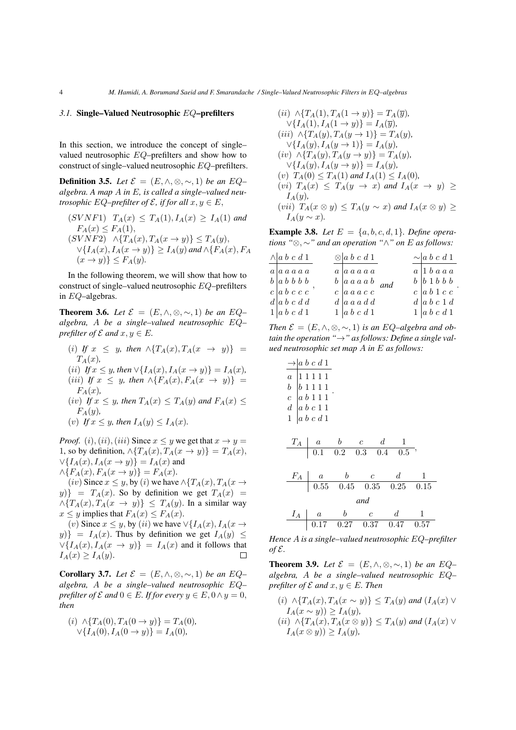### 3.1. Single–Valued Neutrosophic $EQ$–prefilters

In this section, we introduce the concept of single–valued neutrosophic $EQ$–prefilters and show how to construct of single–valued neutrosophic $EQ$–prefilters.

**Definition 3.5.** *Let $\mathcal{E} = (E, \wedge, \otimes, \sim, 1)$ be an $EQ$–algebra. A map $A$ in $E$, is called a single–valued neutrosophic $EQ$–prefilter of $\mathcal{E}$, if for all $x, y \in E$,*

$(SVNF1)$ *$T_A(x) \leq T_A(1), I_A(x) \geq I_A(1)$ and $F_A(x) \leq F_A(1)$,*
$(SVNF2)$ *$\wedge\{T_A(x), T_A(x \to y)\} \leq T_A(y)$, $\vee\{I_A(x), I_A(x \to y)\} \geq I_A(y)$ and $\wedge\{F_A(x), F_A(x \to y)\} \leq F_A(y)$.*

In the following theorem, we will show that how to construct of single–valued neutrosophic $EQ$–prefilters in $EQ$–algebras.

**Theorem 3.6.** *Let $\mathcal{E} = (E, \wedge, \otimes, \sim, 1)$ be an $EQ$–algebra, $A$ be a single–valued neutrosophic $EQ$–prefilter of $\mathcal{E}$ and $x, y \in E$.*

*$(i)$ If $x \leq y$, then $\wedge\{T_A(x), T_A(x \to y)\} = T_A(x)$,*
*$(ii)$ If $x \leq y$, then $\vee\{I_A(x), I_A(x \to y)\} = I_A(x)$,*
*$(iii)$ If $x \leq y$, then $\wedge\{F_A(x), F_A(x \to y)\} = F_A(x)$,*
*$(iv)$ If $x \leq y$, then $T_A(x) \leq T_A(y)$ and $F_A(x) \leq F_A(y)$,*
*$(v)$ If $x \leq y$, then $I_A(y) \leq I_A(x)$.*

*Proof.* $(i), (ii), (iii)$ Since $x \leq y$ we get that $x \to y = 1$, so by definition, $\wedge\{T_A(x), T_A(x \to y)\} = T_A(x)$, $\vee\{I_A(x), I_A(x \to y)\} = I_A(x)$ and $\wedge\{F_A(x), F_A(x \to y)\} = F_A(x)$.

$(iv)$ Since $x \leq y$, by $(i)$ we have $\wedge\{T_A(x), T_A(x \to y)\} = T_A(x)$. So by definition we get $T_A(x) = \wedge\{T_A(x), T_A(x \to y)\} \leq T_A(y)$. In a similar way $x \leq y$ implies that $F_A(x) \leq F_A(x)$.

$(v)$ Since $x \leq y$, by $(ii)$ we have $\vee\{I_A(x), I_A(x \to y)\} = I_A(x)$. Thus by definition we get $I_A(y) \leq \vee\{I_A(x), I_A(x \to y)\} = I_A(x)$ and it follows that $I_A(x) \geq I_A(y)$. □

**Corollary 3.7.** *Let $\mathcal{E} = (E, \wedge, \otimes, \sim, 1)$ be an $EQ$–algebra, $A$ be a single–valued neutrosophic $EQ$–prefilter of $\mathcal{E}$ and $0 \in E$. If for every $y \in E, 0 \wedge y = 0$, then*

*$(i)$ $\wedge\{T_A(0), T_A(0 \to y)\} = T_A(0)$, $\vee\{I_A(0), I_A(0 \to y)\} = I_A(0)$,*
*$(ii)$ $\wedge\{T_A(1), T_A(1 \to y)\} = T_A(\overline{y})$, $\vee\{I_A(1), I_A(1 \to y)\} = I_A(\overline{y})$,*
*$(iii)$ $\wedge\{T_A(y), T_A(y \to 1)\} = T_A(y)$, $\vee\{I_A(y), I_A(y \to 1)\} = I_A(y)$,*
*$(iv)$ $\wedge\{T_A(y), T_A(y \to y)\} = T_A(y)$, $\vee\{I_A(y), I_A(y \to y)\} = I_A(y)$,*
*$(v)$ $T_A(0) \leq T_A(1)$ and $I_A(1) \leq I_A(0)$,*
*$(vi)$ $T_A(x) \leq T_A(y \to x)$ and $I_A(x \to y) \geq I_A(y)$,*
*$(vii)$ $T_A(x \otimes y) \leq T_A(y \sim x)$ and $I_A(x \otimes y) \geq I_A(y \sim x)$.*

**Example 3.8.** *Let $E = \{a, b, c, d, 1\}$. Define operations "$\otimes, \sim$" and an operation "$\wedge$" on $E$ as follows:*

| $\wedge$ | $a$ | $b$ | $c$ | $d$ | $1$ |
|---|---|---|---|---|---|
| $a$ | $a$ | $a$ | $a$ | $a$ | $a$ |
| $b$ | $a$ | $b$ | $b$ | $b$ | $b$ |
| $c$ | $a$ | $b$ | $c$ | $c$ | $c$ |
| $d$ | $a$ | $b$ | $c$ | $d$ | $d$ |
| $1$ | $a$ | $b$ | $c$ | $d$ | $1$ |

,

| $\otimes$ | $a$ | $b$ | $c$ | $d$ | $1$ |
|---|---|---|---|---|---|
| $a$ | $a$ | $a$ | $a$ | $a$ | $a$ |
| $b$ | $a$ | $a$ | $a$ | $a$ | $b$ |
| $c$ | $a$ | $a$ | $a$ | $c$ | $c$ |
| $d$ | $a$ | $a$ | $a$ | $d$ | $d$ |
| $1$ | $a$ | $b$ | $c$ | $d$ | $1$ |

and

| $\sim$ | $a$ | $b$ | $c$ | $d$ | $1$ |
|---|---|---|---|---|---|
| $a$ | $1$ | $b$ | $a$ | $a$ | $a$ |
| $b$ | $b$ | $1$ | $b$ | $b$ | $b$ |
| $c$ | $a$ | $b$ | $1$ | $c$ | $c$ |
| $d$ | $a$ | $b$ | $c$ | $1$ | $d$ |
| $1$ | $a$ | $b$ | $c$ | $d$ | $1$ |

.

*Then $\mathcal{E} = (E, \wedge, \otimes, \sim, 1)$ is an $EQ$–algebra and obtain the operation "$\to$" as follows: Define a single valued neutrosophic set map $A$ in $E$ as follows:*

| $\to$ | $a$ | $b$ | $c$ | $d$ | $1$ |
|---|---|---|---|---|---|
| $a$ | $1$ | $1$ | $1$ | $1$ | $1$ |
| $b$ | $b$ | $1$ | $1$ | $1$ | $1$ |
| $c$ | $a$ | $b$ | $1$ | $1$ | $1$ |
| $d$ | $a$ | $b$ | $c$ | $1$ | $1$ |
| $1$ | $a$ | $b$ | $c$ | $d$ | $1$ |

.

| $T_A$ | $a$ | $b$ | $c$ | $d$ | $1$ |
|---|---|---|---|---|---|
| | $0.1$ | $0.2$ | $0.3$ | $0.4$ | $0.5$ |

,

| $F_A$ | $a$ | $b$ | $c$ | $d$ | $1$ |
|---|---|---|---|---|---|
| | $0.55$ | $0.45$ | $0.35$ | $0.25$ | $0.15$ |

*and*

| $I_A$ | $a$ | $b$ | $c$ | $d$ | $1$ |
|---|---|---|---|---|---|
| | $0.17$ | $0.27$ | $0.37$ | $0.47$ | $0.57$ |

*Hence $A$ is a single–valued neutrosophic $EQ$–prefilter of $\mathcal{E}$.*

**Theorem 3.9.** *Let $\mathcal{E} = (E, \wedge, \otimes, \sim, 1)$ be an $EQ$–algebra, $A$ be a single–valued neutrosophic $EQ$–prefilter of $\mathcal{E}$ and $x, y \in E$. Then*

*$(i)$ $\wedge\{T_A(x), T_A(x \sim y)\} \leq T_A(y)$ and $(I_A(x) \vee I_A(x \sim y)) \geq I_A(y)$,*
*$(ii)$ $\wedge\{T_A(x), T_A(x \otimes y)\} \leq T_A(y)$ and $(I_A(x) \vee I_A(x \otimes y)) \geq I_A(y)$,*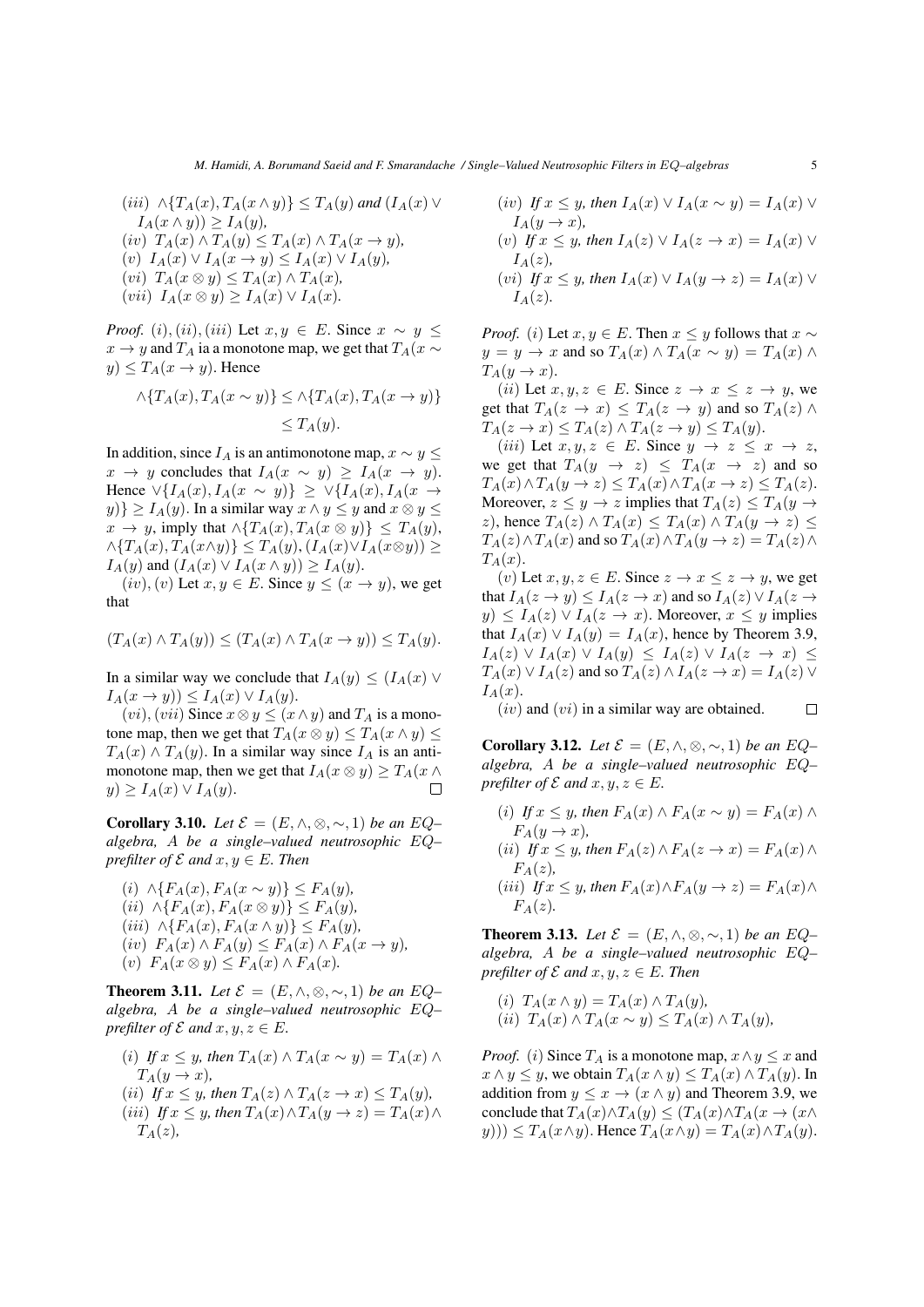$(iii)$ $\wedge\{T_A(x), T_A(x \wedge y)\} \leq T_A(y)$ *and* $(I_A(x) \vee I_A(x \wedge y)) \geq I_A(y)$,
$(iv)$ $T_A(x) \wedge T_A(y) \leq T_A(x) \wedge T_A(x \to y)$,
$(v)$ $I_A(x) \vee I_A(x \to y) \leq I_A(x) \vee I_A(y)$,
$(vi)$ $T_A(x \otimes y) \leq T_A(x) \wedge T_A(x)$,
$(vii)$ $I_A(x \otimes y) \geq I_A(x) \vee I_A(x)$.

*Proof.* $(i), (ii), (iii)$ Let $x, y \in E$. Since $x \sim y \leq x \to y$ and $T_A$ ia a monotone map, we get that $T_A(x \sim y) \leq T_A(x \to y)$. Hence

$$\wedge\{T_A(x), T_A(x \sim y)\} \leq \wedge\{T_A(x), T_A(x \to y)\}$$
$$\leq T_A(y).$$

In addition, since $I_A$ is an antimonotone map, $x \sim y \leq x \to y$ concludes that $I_A(x \sim y) \geq I_A(x \to y)$. Hence $\vee\{I_A(x), I_A(x \sim y)\} \geq \vee\{I_A(x), I_A(x \to y)\} \geq I_A(y)$. In a similar way $x \wedge y \leq y$ and $x \otimes y \leq x \to y$, imply that $\wedge\{T_A(x), T_A(x \otimes y)\} \leq T_A(y)$, $\wedge\{T_A(x), T_A(x \wedge y)\} \leq T_A(y)$, $(I_A(x) \vee I_A(x \otimes y)) \geq I_A(y)$ and $(I_A(x) \vee I_A(x \wedge y)) \geq I_A(y)$.

$(iv), (v)$ Let $x, y \in E$. Since $y \leq (x \to y)$, we get that

$$(T_A(x) \wedge T_A(y)) \leq (T_A(x) \wedge T_A(x \to y)) \leq T_A(y).$$

In a similar way we conclude that $I_A(y) \leq (I_A(x) \vee I_A(x \to y)) \leq I_A(x) \vee I_A(y)$.

$(vi), (vii)$ Since $x \otimes y \leq (x \wedge y)$ and $T_A$ is a monotone map, then we get that $T_A(x \otimes y) \leq T_A(x \wedge y) \leq T_A(x) \wedge T_A(y)$. In a similar way since $I_A$ is an antimonotone map, then we get that $I_A(x \otimes y) \geq T_A(x \wedge y) \geq I_A(x) \vee I_A(y)$. □

**Corollary 3.10.** *Let $\mathcal{E} = (E, \wedge, \otimes, \sim, 1)$ be an EQ–algebra, A be a single–valued neutrosophic EQ–prefilter of $\mathcal{E}$ and $x, y \in E$. Then*

$(i)$ $\wedge\{F_A(x), F_A(x \sim y)\} \leq F_A(y)$,
$(ii)$ $\wedge\{F_A(x), F_A(x \otimes y)\} \leq F_A(y)$,
$(iii)$ $\wedge\{F_A(x), F_A(x \wedge y)\} \leq F_A(y)$,
$(iv)$ $F_A(x) \wedge F_A(y) \leq F_A(x) \wedge F_A(x \to y)$,
$(v)$ $F_A(x \otimes y) \leq F_A(x) \wedge F_A(x)$.

**Theorem 3.11.** *Let $\mathcal{E} = (E, \wedge, \otimes, \sim, 1)$ be an EQ–algebra, A be a single–valued neutrosophic EQ–prefilter of $\mathcal{E}$ and $x, y, z \in E$.*

$(i)$ *If $x \leq y$, then* $T_A(x) \wedge T_A(x \sim y) = T_A(x) \wedge T_A(y \to x)$,
$(ii)$ *If $x \leq y$, then* $T_A(z) \wedge T_A(z \to x) \leq T_A(y)$,
$(iii)$ *If $x \leq y$, then* $T_A(x) \wedge T_A(y \to z) = T_A(x) \wedge T_A(z)$,
$(iv)$ *If $x \leq y$, then* $I_A(x) \vee I_A(x \sim y) = I_A(x) \vee I_A(y \to x)$,
$(v)$ *If $x \leq y$, then* $I_A(z) \vee I_A(z \to x) = I_A(x) \vee I_A(z)$,
$(vi)$ *If $x \leq y$, then* $I_A(x) \vee I_A(y \to z) = I_A(x) \vee I_A(z)$.

*Proof.* $(i)$ Let $x, y \in E$. Then $x \leq y$ follows that $x \sim y = y \to x$ and so $T_A(x) \wedge T_A(x \sim y) = T_A(x) \wedge T_A(y \to x)$.

$(ii)$ Let $x, y, z \in E$. Since $z \to x \leq z \to y$, we get that $T_A(z \to x) \leq T_A(z \to y)$ and so $T_A(z) \wedge T_A(z \to x) \leq T_A(z) \wedge T_A(z \to y) \leq T_A(y)$.

$(iii)$ Let $x, y, z \in E$. Since $y \to z \leq x \to z$, we get that $T_A(y \to z) \leq T_A(x \to z)$ and so $T_A(x) \wedge T_A(y \to z) \leq T_A(x) \wedge T_A(x \to z) \leq T_A(z)$. Moreover, $z \leq y \to z$ implies that $T_A(z) \leq T_A(y \to z)$, hence $T_A(z) \wedge T_A(x) \leq T_A(x) \wedge T_A(y \to z) \leq T_A(z) \wedge T_A(x)$ and so $T_A(x) \wedge T_A(y \to z) = T_A(z) \wedge T_A(x)$.

$(v)$ Let $x, y, z \in E$. Since $z \to x \leq z \to y$, we get that $I_A(z \to y) \leq I_A(z \to x)$ and so $I_A(z) \vee I_A(z \to y) \leq I_A(z) \vee I_A(z \to x)$. Moreover, $x \leq y$ implies that $I_A(x) \vee I_A(y) = I_A(x)$, hence by Theorem 3.9, $I_A(z) \vee I_A(x) \vee I_A(y) \leq I_A(z) \vee I_A(z \to x) \leq T_A(x) \vee I_A(z)$ and so $T_A(z) \wedge I_A(z \to x) = I_A(z) \vee I_A(x)$.

$(iv)$ and $(vi)$ in a similar way are obtained. □

**Corollary 3.12.** *Let $\mathcal{E} = (E, \wedge, \otimes, \sim, 1)$ be an EQ–algebra, A be a single–valued neutrosophic EQ–prefilter of $\mathcal{E}$ and $x, y, z \in E$.*

$(i)$ *If $x \leq y$, then* $F_A(x) \wedge F_A(x \sim y) = F_A(x) \wedge F_A(y \to x)$,
$(ii)$ *If $x \leq y$, then* $F_A(z) \wedge F_A(z \to x) = F_A(x) \wedge F_A(z)$,
$(iii)$ *If $x \leq y$, then* $F_A(x) \wedge F_A(y \to z) = F_A(x) \wedge F_A(z)$.

**Theorem 3.13.** *Let $\mathcal{E} = (E, \wedge, \otimes, \sim, 1)$ be an EQ–algebra, A be a single–valued neutrosophic EQ–prefilter of $\mathcal{E}$ and $x, y, z \in E$. Then*

$(i)$ $T_A(x \wedge y) = T_A(x) \wedge T_A(y)$,
$(ii)$ $T_A(x) \wedge T_A(x \sim y) \leq T_A(x) \wedge T_A(y)$,

*Proof.* $(i)$ Since $T_A$ is a monotone map, $x \wedge y \leq x$ and $x \wedge y \leq y$, we obtain $T_A(x \wedge y) \leq T_A(x) \wedge T_A(y)$. In addition from $y \leq x \to (x \wedge y)$ and Theorem 3.9, we conclude that $T_A(x) \wedge T_A(y) \leq (T_A(x) \wedge T_A(x \to (x \wedge y))) \leq T_A(x \wedge y)$. Hence $T_A(x \wedge y) = T_A(x) \wedge T_A(y)$.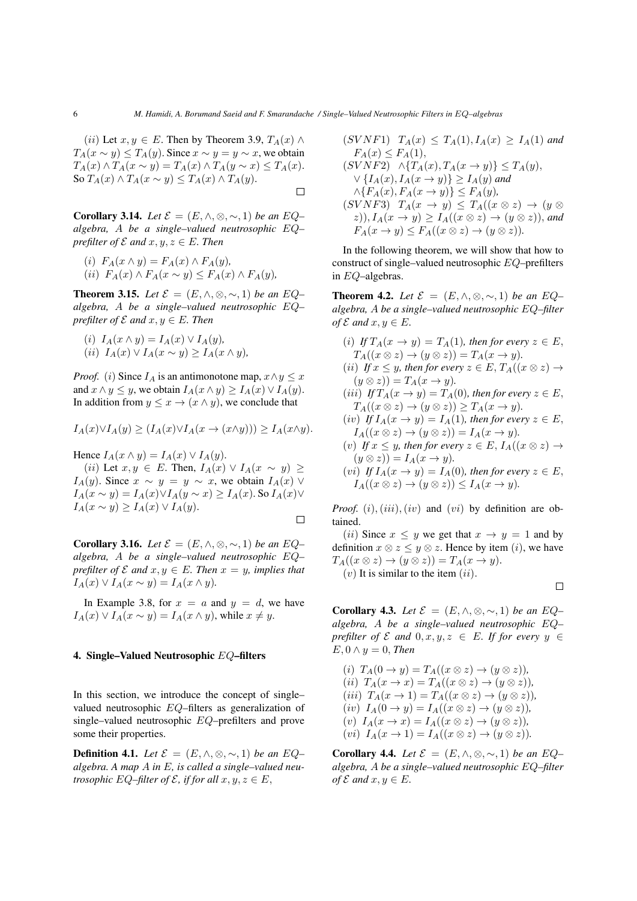$(ii)$ Let $x, y \in E$. Then by Theorem 3.9, $T_A(x) \wedge T_A(x \sim y) \leq T_A(y)$. Since $x \sim y = y \sim x$, we obtain $T_A(x) \wedge T_A(x \sim y) = T_A(x) \wedge T_A(y \sim x) \leq T_A(x)$. So $T_A(x) \wedge T_A(x \sim y) \leq T_A(x) \wedge T_A(y)$. $\square$

**Corollary 3.14.** *Let $\mathcal{E} = (E, \wedge, \otimes, \sim, 1)$ be an EQ–algebra, $A$ be a single–valued neutrosophic EQ–prefilter of $\mathcal{E}$ and $x, y, z \in E$. Then*

(i) $F_A(x \wedge y) = F_A(x) \wedge F_A(y)$,

(ii) $F_A(x) \wedge F_A(x \sim y) \leq F_A(x) \wedge F_A(y)$,

**Theorem 3.15.** *Let $\mathcal{E} = (E, \wedge, \otimes, \sim, 1)$ be an EQ–algebra, $A$ be a single–valued neutrosophic EQ–prefilter of $\mathcal{E}$ and $x, y \in E$. Then*

(i) $I_A(x \wedge y) = I_A(x) \vee I_A(y)$,

(ii) $I_A(x) \vee I_A(x \sim y) \geq I_A(x \wedge y)$,

*Proof.* $(i)$ Since $I_A$ is an antimonotone map, $x \wedge y \leq x$ and $x \wedge y \leq y$, we obtain $I_A(x \wedge y) \geq I_A(x) \vee I_A(y)$. In addition from $y \leq x \to (x \wedge y)$, we conclude that

$$I_A(x) \vee I_A(y) \geq (I_A(x) \vee I_A(x \to (x \wedge y))) \geq I_A(x \wedge y).$$

Hence $I_A(x \wedge y) = I_A(x) \vee I_A(y)$.

$(ii)$ Let $x, y \in E$. Then, $I_A(x) \vee I_A(x \sim y) \geq I_A(y)$. Since $x \sim y = y \sim x$, we obtain $I_A(x) \vee I_A(x \sim y) = I_A(x) \vee I_A(y \sim x) \geq I_A(x)$. So $I_A(x) \vee I_A(x \sim y) \geq I_A(x) \vee I_A(y)$. $\square$

**Corollary 3.16.** *Let $\mathcal{E} = (E, \wedge, \otimes, \sim, 1)$ be an EQ–algebra, $A$ be a single–valued neutrosophic EQ–prefilter of $\mathcal{E}$ and $x, y \in E$. Then $x = y$, implies that $I_A(x) \vee I_A(x \sim y) = I_A(x \wedge y)$.*

In Example 3.8, for $x = a$ and $y = d$, we have $I_A(x) \vee I_A(x \sim y) = I_A(x \wedge y)$, while $x \neq y$.

## 4. Single–Valued Neutrosophic $EQ$–filters

In this section, we introduce the concept of single–valued neutrosophic $EQ$–filters as generalization of single–valued neutrosophic $EQ$–prefilters and prove some their properties.

**Definition 4.1.** *Let $\mathcal{E} = (E, \wedge, \otimes, \sim, 1)$ be an EQ–algebra. A map $A$ in $E$, is called a single–valued neutrosophic EQ–filter of $\mathcal{E}$, if for all $x, y, z \in E$,*

$(SVNF1)$ $T_A(x) \leq T_A(1), I_A(x) \geq I_A(1)$ *and* $F_A(x) \leq F_A(1)$,

$(SVNF2)$ $\wedge\{T_A(x), T_A(x \to y)\} \leq T_A(y)$, $\vee \{I_A(x), I_A(x \to y)\} \geq I_A(y)$ *and* $\wedge\{F_A(x), F_A(x \to y)\} \leq F_A(y)$,

$(SVNF3)$ $T_A(x \to y) \leq T_A((x \otimes z) \to (y \otimes z)), I_A(x \to y) \geq I_A((x \otimes z) \to (y \otimes z))$, *and* $F_A(x \to y) \leq F_A((x \otimes z) \to (y \otimes z))$.

In the following theorem, we will show that how to construct of single–valued neutrosophic $EQ$–prefilters in $EQ$–algebras.

**Theorem 4.2.** *Let $\mathcal{E} = (E, \wedge, \otimes, \sim, 1)$ be an EQ–algebra, $A$ be a single–valued neutrosophic EQ–filter of $\mathcal{E}$ and $x, y \in E$.*

(i) *If $T_A(x \to y) = T_A(1)$, then for every $z \in E$, $T_A((x \otimes z) \to (y \otimes z)) = T_A(x \to y)$.*

(ii) *If $x \leq y$, then for every $z \in E$, $T_A((x \otimes z) \to (y \otimes z)) = T_A(x \to y)$.*

(iii) *If $T_A(x \to y) = T_A(0)$, then for every $z \in E$, $T_A((x \otimes z) \to (y \otimes z)) \geq T_A(x \to y)$.*

(iv) *If $I_A(x \to y) = I_A(1)$, then for every $z \in E$, $I_A((x \otimes z) \to (y \otimes z)) = I_A(x \to y)$.*

(v) *If $x \leq y$, then for every $z \in E$, $I_A((x \otimes z) \to (y \otimes z)) = I_A(x \to y)$.*

(vi) *If $I_A(x \to y) = I_A(0)$, then for every $z \in E$, $I_A((x \otimes z) \to (y \otimes z)) \leq I_A(x \to y)$.*

*Proof.* $(i), (iii), (iv)$ and $(vi)$ by definition are obtained.

$(ii)$ Since $x \leq y$ we get that $x \to y = 1$ and by definition $x \otimes z \leq y \otimes z$. Hence by item $(i)$, we have $T_A((x \otimes z) \to (y \otimes z)) = T_A(x \to y)$.

$(v)$ It is similar to the item $(ii)$. $\square$

**Corollary 4.3.** *Let $\mathcal{E} = (E, \wedge, \otimes, \sim, 1)$ be an EQ–algebra, $A$ be a single–valued neutrosophic EQ–prefilter of $\mathcal{E}$ and $0, x, y, z \in E$. If for every $y \in E, 0 \wedge y = 0$, Then*

(i) $T_A(0 \to y) = T_A((x \otimes z) \to (y \otimes z))$,

(ii) $T_A(x \to x) = T_A((x \otimes z) \to (y \otimes z))$,

(iii) $T_A(x \to 1) = T_A((x \otimes z) \to (y \otimes z))$,

(iv) $I_A(0 \to y) = I_A((x \otimes z) \to (y \otimes z))$,

(v) $I_A(x \to x) = I_A((x \otimes z) \to (y \otimes z))$,

(vi) $I_A(x \to 1) = I_A((x \otimes z) \to (y \otimes z))$.

**Corollary 4.4.** *Let $\mathcal{E} = (E, \wedge, \otimes, \sim, 1)$ be an EQ–algebra, $A$ be a single–valued neutrosophic EQ–filter of $\mathcal{E}$ and $x, y \in E$.*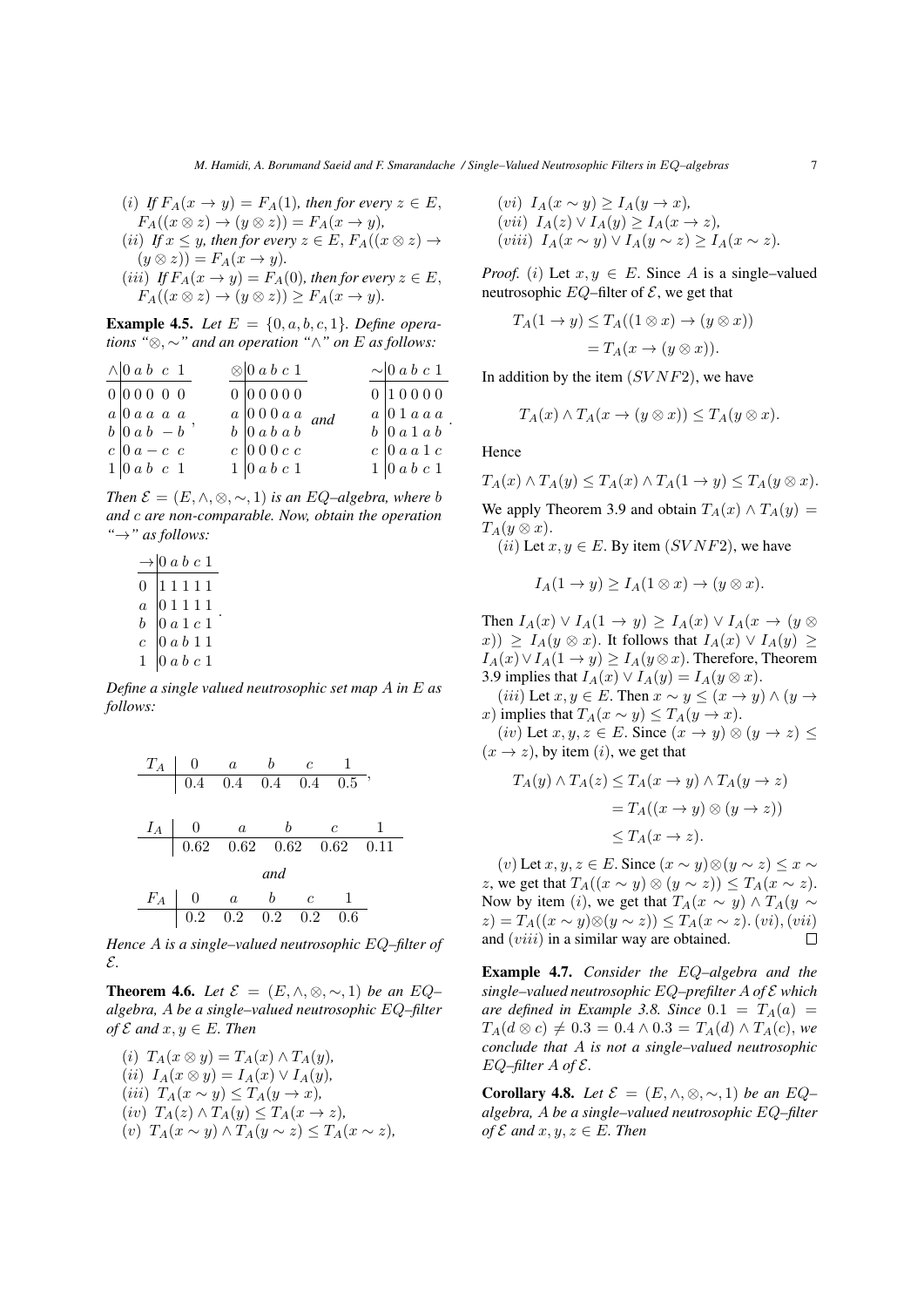($i$) *If* $F_A(x \to y) = F_A(1)$*, then for every* $z \in E$*,* $F_A((x \otimes z) \to (y \otimes z)) = F_A(x \to y)$*,*

($ii$) *If* $x \leq y$*, then for every* $z \in E$*,* $F_A((x \otimes z) \to (y \otimes z)) = F_A(x \to y)$*.*

($iii$) *If* $F_A(x \to y) = F_A(0)$*, then for every* $z \in E$*,* $F_A((x \otimes z) \to (y \otimes z)) \geq F_A(x \to y)$*.*

**Example 4.5.** *Let* $E = \{0, a, b, c, 1\}$*. Define operations "*$\otimes, \sim$*" and an operation "*$\wedge$*" on* $E$ *as follows:*

| $\wedge$ | 0 | $a$ | $b$ | $c$ | 1 |
|---|---|---|---|---|---|
| 0 | 0 | 0 | 0 | 0 | 0 |
| $a$ | 0 | $a$ | $a$ | $a$ | $a$ |
| $b$ | 0 | $a$ | $b$ | $-$ | $b$ |
| $c$ | 0 | $a$ | $-$ | $c$ | $c$ |
| 1 | 0 | $a$ | $b$ | $c$ | 1 |

,

| $\otimes$ | 0 | $a$ | $b$ | $c$ | 1 |
|---|---|---|---|---|---|
| 0 | 0 | 0 | 0 | 0 | 0 |
| $a$ | 0 | 0 | 0 | $a$ | $a$ |
| $b$ | 0 | $a$ | $b$ | $a$ | $b$ |
| $c$ | 0 | 0 | 0 | $c$ | $c$ |
| 1 | 0 | $a$ | $b$ | $c$ | 1 |

*and*

| $\sim$ | 0 | $a$ | $b$ | $c$ | 1 |
|---|---|---|---|---|---|
| 0 | 1 | 0 | 0 | 0 | 0 |
| $a$ | 0 | 1 | $a$ | $a$ | $a$ |
| $b$ | 0 | $a$ | 1 | $a$ | $b$ |
| $c$ | 0 | $a$ | $a$ | 1 | $c$ |
| 1 | 0 | $a$ | $b$ | $c$ | 1 |

.

*Then* $\mathcal{E} = (E, \wedge, \otimes, \sim, 1)$ *is an EQ–algebra, where* $b$ *and* $c$ *are non-comparable. Now, obtain the operation "*$\to$*" as follows:*

| $\to$ | 0 | $a$ | $b$ | $c$ | 1 |
|---|---|---|---|---|---|
| 0 | 1 | 1 | 1 | 1 | 1 |
| $a$ | 0 | 1 | 1 | 1 | 1 |
| $b$ | 0 | $a$ | 1 | $c$ | 1 |
| $c$ | 0 | $a$ | $b$ | 1 | 1 |
| 1 | 0 | $a$ | $b$ | $c$ | 1 |

.

*Define a single valued neutrosophic set map* $A$ *in* $E$ *as follows:*

| $T_A$ | 0 | $a$ | $b$ | $c$ | 1 |
|---|---|---|---|---|---|
| | 0.4 | 0.4 | 0.4 | 0.4 | 0.5 |

,

| $I_A$ | 0 | $a$ | $b$ | $c$ | 1 |
|---|---|---|---|---|---|
| | 0.62 | 0.62 | 0.62 | 0.62 | 0.11 |

*and*

| $F_A$ | 0 | $a$ | $b$ | $c$ | 1 |
|---|---|---|---|---|---|
| | 0.2 | 0.2 | 0.2 | 0.2 | 0.6 |

*Hence* $A$ *is a single–valued neutrosophic EQ–filter of* $\mathcal{E}$*.*

**Theorem 4.6.** *Let* $\mathcal{E} = (E, \wedge, \otimes, \sim, 1)$ *be an EQ–algebra,* $A$ *be a single–valued neutrosophic EQ–filter of* $\mathcal{E}$ *and* $x, y \in E$*. Then*

($i$) $T_A(x \otimes y) = T_A(x) \wedge T_A(y)$*,*

($ii$) $I_A(x \otimes y) = I_A(x) \vee I_A(y)$*,*

($iii$) $T_A(x \sim y) \leq T_A(y \to x)$*,*

($iv$) $T_A(z) \wedge T_A(y) \leq T_A(x \to z)$*,*

($v$) $T_A(x \sim y) \wedge T_A(y \sim z) \leq T_A(x \sim z)$*,*

($vi$) $I_A(x \sim y) \geq I_A(y \to x)$*,*

($vii$) $I_A(z) \vee I_A(y) \geq I_A(x \to z)$*,*

($viii$) $I_A(x \sim y) \vee I_A(y \sim z) \geq I_A(x \sim z)$*.*

*Proof.* ($i$) Let $x, y \in E$. Since $A$ is a single–valued neutrosophic $EQ$–filter of $\mathcal{E}$, we get that

$$T_A(1 \to y) \leq T_A((1 \otimes x) \to (y \otimes x))$$
$$= T_A(x \to (y \otimes x)).$$

In addition by the item ($SVNF2$), we have

$$T_A(x) \wedge T_A(x \to (y \otimes x)) \leq T_A(y \otimes x).$$

Hence

$$T_A(x) \wedge T_A(y) \leq T_A(x) \wedge T_A(1 \to y) \leq T_A(y \otimes x).$$

We apply Theorem 3.9 and obtain $T_A(x) \wedge T_A(y) = T_A(y \otimes x)$.

($ii$) Let $x, y \in E$. By item ($SVNF2$), we have

$$I_A(1 \to y) \geq I_A(1 \otimes x) \to (y \otimes x).$$

Then $I_A(x) \vee I_A(1 \to y) \geq I_A(x) \vee I_A(x \to (y \otimes x)) \geq I_A(y \otimes x)$. It follows that $I_A(x) \vee I_A(y) \geq I_A(x) \vee I_A(1 \to y) \geq I_A(y \otimes x)$. Therefore, Theorem 3.9 implies that $I_A(x) \vee I_A(y) = I_A(y \otimes x)$.

($iii$) Let $x, y \in E$. Then $x \sim y \leq (x \to y) \wedge (y \to x)$ implies that $T_A(x \sim y) \leq T_A(y \to x)$.

($iv$) Let $x, y, z \in E$. Since $(x \to y) \otimes (y \to z) \leq (x \to z)$, by item ($i$), we get that

$$T_A(y) \wedge T_A(z) \leq T_A(x \to y) \wedge T_A(y \to z)$$
$$= T_A((x \to y) \otimes (y \to z))$$
$$\leq T_A(x \to z).$$

($v$) Let $x, y, z \in E$. Since $(x \sim y) \otimes (y \sim z) \leq x \sim z$, we get that $T_A((x \sim y) \otimes (y \sim z)) \leq T_A(x \sim z)$. Now by item ($i$), we get that $T_A(x \sim y) \wedge T_A(y \sim z) = T_A((x \sim y) \otimes (y \sim z)) \leq T_A(x \sim z)$. ($vi$), ($vii$) and ($viii$) in a similar way are obtained. $\square$

**Example 4.7.** *Consider the EQ–algebra and the single–valued neutrosophic EQ–prefilter* $A$ *of* $\mathcal{E}$ *which are defined in Example 3.8. Since* $0.1 = T_A(a) = T_A(d \otimes c) \neq 0.3 = 0.4 \wedge 0.3 = T_A(d) \wedge T_A(c)$*, we conclude that* $A$ *is not a single–valued neutrosophic EQ–filter* $A$ *of* $\mathcal{E}$*.*

**Corollary 4.8.** *Let* $\mathcal{E} = (E, \wedge, \otimes, \sim, 1)$ *be an EQ–algebra,* $A$ *be a single–valued neutrosophic EQ–filter of* $\mathcal{E}$ *and* $x, y, z \in E$*. Then*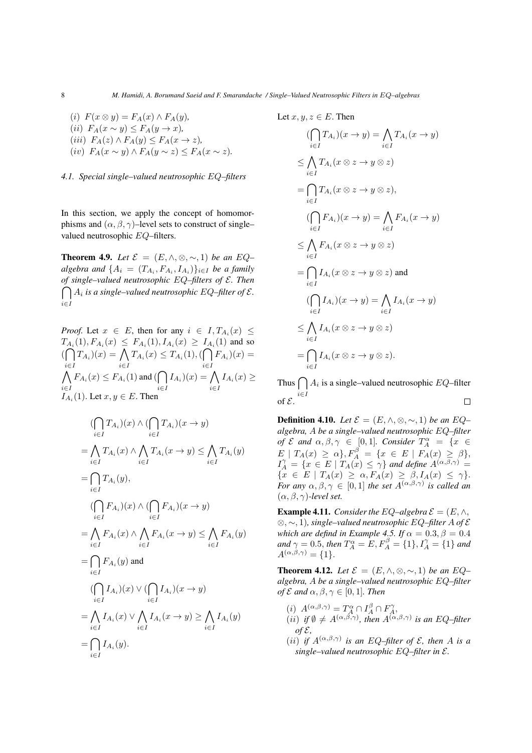(i) $F(x \otimes y) = F_A(x) \wedge F_A(y)$,
(ii) $F_A(x \sim y) \leq F_A(y \to x)$,
(iii) $F_A(z) \wedge F_A(y) \leq F_A(x \to z)$,
(iv) $F_A(x \sim y) \wedge F_A(y \sim z) \leq F_A(x \sim z)$.

### 4.1. Special single–valued neutrosophic EQ–filters

In this section, we apply the concept of homomorphisms and $(\alpha, \beta, \gamma)$–level sets to construct of single–valued neutrosophic $EQ$–filters.

**Theorem 4.9.** *Let $\mathcal{E} = (E, \wedge, \otimes, \sim, 1)$ be an EQ–algebra and $\{A_i = (T_{A_i}, F_{A_i}, I_{A_i})\}_{i \in I}$ be a family of single–valued neutrosophic EQ–filters of $\mathcal{E}$. Then $\bigcap_{i \in I} A_i$ is a single–valued neutrosophic EQ–filter of $\mathcal{E}$.*

*Proof.* Let $x \in E$, then for any $i \in I, T_{A_i}(x) \leq T_{A_i}(1), F_{A_i}(x) \leq F_{A_i}(1), I_{A_i}(x) \geq I_{A_i}(1)$ and so $(\bigcap_{i \in I} T_{A_i})(x) = \bigwedge_{i \in I} T_{A_i}(x) \leq T_{A_i}(1), (\bigcap_{i \in I} F_{A_i})(x) = \bigwedge_{i \in I} F_{A_i}(x) \leq F_{A_i}(1)$ and $(\bigcap_{i \in I} I_{A_i})(x) = \bigwedge_{i \in I} I_{A_i}(x) \geq I_{A_i}(1)$. Let $x, y \in E$. Then

$$(\bigcap_{i \in I} T_{A_i})(x) \wedge (\bigcap_{i \in I} T_{A_i})(x \to y)$$
$$= \bigwedge_{i \in I} T_{A_i}(x) \wedge \bigwedge_{i \in I} T_{A_i}(x \to y) \leq \bigwedge_{i \in I} T_{A_i}(y)$$
$$= \bigcap_{i \in I} T_{A_i}(y),$$
$$(\bigcap_{i \in I} F_{A_i})(x) \wedge (\bigcap_{i \in I} F_{A_i})(x \to y)$$
$$= \bigwedge_{i \in I} F_{A_i}(x) \wedge \bigwedge_{i \in I} F_{A_i}(x \to y) \leq \bigwedge_{i \in I} F_{A_i}(y)$$
$$= \bigcap_{i \in I} F_{A_i}(y) \text{ and}$$
$$(\bigcap_{i \in I} I_{A_i})(x) \vee (\bigcap_{i \in I} I_{A_i})(x \to y)$$
$$= \bigwedge_{i \in I} I_{A_i}(x) \vee \bigwedge_{i \in I} I_{A_i}(x \to y) \geq \bigwedge_{i \in I} I_{A_i}(y)$$
$$= \bigcap_{i \in I} I_{A_i}(y).$$

Let $x, y, z \in E$. Then

$$(\bigcap_{i \in I} T_{A_i})(x \to y) = \bigwedge_{i \in I} T_{A_i}(x \to y)$$
$$\leq \bigwedge_{i \in I} T_{A_i}(x \otimes z \to y \otimes z)$$
$$= \bigcap_{i \in I} T_{A_i}(x \otimes z \to y \otimes z),$$
$$(\bigcap_{i \in I} F_{A_i})(x \to y) = \bigwedge_{i \in I} F_{A_i}(x \to y)$$
$$\leq \bigwedge_{i \in I} F_{A_i}(x \otimes z \to y \otimes z)$$
$$= \bigcap_{i \in I} I_{A_i}(x \otimes z \to y \otimes z) \text{ and}$$
$$(\bigcap_{i \in I} I_{A_i})(x \to y) = \bigwedge_{i \in I} I_{A_i}(x \to y)$$
$$\leq \bigwedge_{i \in I} I_{A_i}(x \otimes z \to y \otimes z)$$
$$= \bigcap_{i \in I} I_{A_i}(x \otimes z \to y \otimes z).$$

Thus $\bigcap_{i \in I} A_i$ is a single–valued neutrosophic $EQ$–filter of $\mathcal{E}$. □

**Definition 4.10.** *Let $\mathcal{E} = (E, \wedge, \otimes, \sim, 1)$ be an EQ–algebra, A be a single–valued neutrosophic EQ–filter of $\mathcal{E}$ and $\alpha, \beta, \gamma \in [0, 1]$. Consider $T_A^\alpha = \{x \in E \mid T_A(x) \geq \alpha\}, F_A^\beta = \{x \in E \mid F_A(x) \geq \beta\}, I_A^\gamma = \{x \in E \mid T_A(x) \leq \gamma\}$ and define $A^{(\alpha,\beta,\gamma)} = \{x \in E \mid T_A(x) \geq \alpha, F_A(x) \geq \beta, I_A(x) \leq \gamma\}$. For any $\alpha, \beta, \gamma \in [0, 1]$ the set $A^{(\alpha,\beta,\gamma)}$ is called an $(\alpha, \beta, \gamma)$-level set.*

**Example 4.11.** *Consider the EQ–algebra $\mathcal{E} = (E, \wedge, \otimes, \sim, 1)$, single–valued neutrosophic EQ–filter A of $\mathcal{E}$ which are defind in Example 4.5. If $\alpha = 0.3, \beta = 0.4$ and $\gamma = 0.5$, then $T_A^\alpha = E, F_A^\beta = \{1\}, I_A^\gamma = \{1\}$ and $A^{(\alpha,\beta,\gamma)} = \{1\}$.*

**Theorem 4.12.** *Let $\mathcal{E} = (E, \wedge, \otimes, \sim, 1)$ be an EQ–algebra, A be a single–valued neutrosophic EQ–filter of $\mathcal{E}$ and $\alpha, \beta, \gamma \in [0, 1]$. Then*

*(i) $A^{(\alpha,\beta,\gamma)} = T_A^\alpha \cap I_A^\beta \cap F_A^\gamma$,*
*(ii) if $\emptyset \neq A^{(\alpha,\beta,\gamma)}$, then $A^{(\alpha,\beta,\gamma)}$ is an EQ–filter of $\mathcal{E}$,*
*(ii) if $A^{(\alpha,\beta,\gamma)}$ is an EQ–filter of $\mathcal{E}$, then A is a single–valued neutrosophic EQ–filter in $\mathcal{E}$.*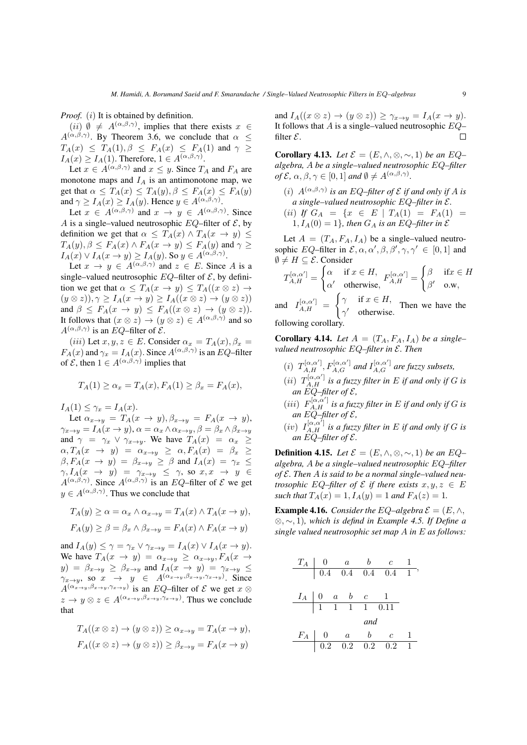*Proof.* $(i)$ It is obtained by definition.

$(ii)$ $\emptyset \neq A^{(\alpha,\beta,\gamma)}$, implies that there exists $x \in A^{(\alpha,\beta,\gamma)}$. By Theorem 3.6, we conclude that $\alpha \leq T_A(x) \leq T_A(1), \beta \leq F_A(x) \leq F_A(1)$ and $\gamma \geq I_A(x) \geq I_A(1)$. Therefore, $1 \in A^{(\alpha,\beta,\gamma)}$.

Let $x \in A^{(\alpha,\beta,\gamma)}$ and $x \leq y$. Since $T_A$ and $F_A$ are monotone maps and $I_A$ is an antimonotone map, we get that $\alpha \leq T_A(x) \leq T_A(y), \beta \leq F_A(x) \leq F_A(y)$ and $\gamma \geq I_A(x) \geq I_A(y)$. Hence $y \in A^{(\alpha,\beta,\gamma)}$.

Let $x \in A^{(\alpha,\beta,\gamma)}$ and $x \to y \in A^{(\alpha,\beta,\gamma)}$. Since $A$ is a single–valued neutrosophic $EQ$–filter of $\mathcal{E}$, by definition we get that $\alpha \leq T_A(x) \wedge T_A(x \to y) \leq T_A(y), \beta \leq F_A(x) \wedge F_A(x \to y) \leq F_A(y)$ and $\gamma \geq I_A(x) \vee I_A(x \to y) \geq I_A(y)$. So $y \in A^{(\alpha,\beta,\gamma)}$.

Let $x \to y \in A^{(\alpha,\beta,\gamma)}$ and $z \in E$. Since $A$ is a single–valued neutrosophic $EQ$–filter of $\mathcal{E}$, by definition we get that $\alpha \leq T_A(x \to y) \leq T_A((x \otimes z) \to (y \otimes z)), \gamma \geq I_A(x \to y) \geq I_A((x \otimes z) \to (y \otimes z))$ and $\beta \leq F_A(x \to y) \leq F_A((x \otimes z) \to (y \otimes z))$. It follows that $(x \otimes z) \to (y \otimes z) \in A^{(\alpha,\beta,\gamma)}$ and so $A^{(\alpha,\beta,\gamma)}$ is an $EQ$–filter of $\mathcal{E}$.

$(iii)$ Let $x, y, z \in E$. Consider $\alpha_x = T_A(x), \beta_x = F_A(x)$ and $\gamma_x = I_A(x)$. Since $A^{(\alpha,\beta,\gamma)}$ is an $EQ$–filter of $\mathcal{E}$, then $1 \in A^{(\alpha,\beta,\gamma)}$ implies that

$$T_A(1) \geq \alpha_x = T_A(x), F_A(1) \geq \beta_x = F_A(x),$$

$I_A(1) \leq \gamma_x = I_A(x)$.

Let $\alpha_{x\to y} = T_A(x \to y), \beta_{x\to y} = F_A(x \to y), \gamma_{x\to y} = I_A(x \to y), \alpha = \alpha_x \wedge \alpha_{x\to y}, \beta = \beta_x \wedge \beta_{x\to y}$ and $\gamma = \gamma_x \vee \gamma_{x\to y}$. We have $T_A(x) = \alpha_x \geq \alpha, T_A(x \to y) = \alpha_{x\to y} \geq \alpha, F_A(x) = \beta_x \geq \beta, F_A(x \to y) = \beta_{x\to y} \geq \beta$ and $I_A(x) = \gamma_x \leq \gamma, I_A(x \to y) = \gamma_{x\to y} \leq \gamma$, so $x, x \to y \in A^{(\alpha,\beta,\gamma)}$. Since $A^{(\alpha,\beta,\gamma)}$ is an $EQ$–filter of $\mathcal{E}$ we get $y \in A^{(\alpha,\beta,\gamma)}$. Thus we conclude that

$$T_A(y) \geq \alpha = \alpha_x \wedge \alpha_{x\to y} = T_A(x) \wedge T_A(x \to y),$$

$$F_A(y) \geq \beta = \beta_x \wedge \beta_{x\to y} = F_A(x) \wedge F_A(x \to y)$$

and $I_A(y) \leq \gamma = \gamma_x \vee \gamma_{x\to y} = I_A(x) \vee I_A(x \to y)$. We have $T_A(x \to y) = \alpha_{x\to y} \geq \alpha_{x\to y}, F_A(x \to y) = \beta_{x\to y} \geq \beta_{x\to y}$ and $I_A(x \to y) = \gamma_{x\to y} \leq \gamma_{x\to y}$, so $x \to y \in A^{(\alpha_{x\to y},\beta_{x\to y},\gamma_{x\to y})}$. Since $A^{(\alpha_{x\to y},\beta_{x\to y},\gamma_{x\to y})}$ is an $EQ$–filter of $\mathcal{E}$ we get $x \otimes z \to y \otimes z \in A^{(\alpha_{x\to y},\beta_{x\to y},\gamma_{x\to y})}$. Thus we conclude that

$$T_A((x \otimes z) \to (y \otimes z)) \geq \alpha_{x\to y} = T_A(x \to y),$$

$$F_A((x \otimes z) \to (y \otimes z)) \geq \beta_{x\to y} = F_A(x \to y)$$

and $I_A((x \otimes z) \to (y \otimes z)) \geq \gamma_{x\to y} = I_A(x \to y)$. It follows that $A$ is a single–valued neutrosophic $EQ$–filter $\mathcal{E}$. $\square$

**Corollary 4.13.** *Let $\mathcal{E} = (E, \wedge, \otimes, \sim, 1)$ be an $EQ$–algebra, $A$ be a single–valued neutrosophic $EQ$–filter of $\mathcal{E}$, $\alpha, \beta, \gamma \in [0, 1]$ and $\emptyset \neq A^{(\alpha,\beta,\gamma)}$.*

- $(i)$ *$A^{(\alpha,\beta,\gamma)}$ is an $EQ$–filter of $\mathcal{E}$ if and only if $A$ is a single–valued neutrosophic $EQ$–filter in $\mathcal{E}$.*
- $(ii)$ *If $G_A = \{x \in E \mid T_A(1) = F_A(1) = 1, I_A(0) = 1\}$, then $G_A$ is an $EQ$–filter in $\mathcal{E}$*

Let $A = (T_A, F_A, I_A)$ be a single–valued neutrosophic $EQ$–filter in $\mathcal{E}, \alpha, \alpha', \beta, \beta', \gamma, \gamma' \in [0, 1]$ and $\emptyset \neq H \subseteq \mathcal{E}$. Consider

$T_{A,H}^{[\alpha,\alpha']} = \begin{cases} \alpha & \text{if } x \in H, \\ \alpha' & \text{otherwise,} \end{cases}$ $F_{A,H}^{[\alpha,\alpha']} = \begin{cases} \beta & \text{if} x \in H \\ \beta' & \text{o.w,} \end{cases}$

and $I_{A,H}^{[\alpha,\alpha']} = \begin{cases} \gamma & \text{if } x \in H, \\ \gamma' & \text{otherwise.} \end{cases}$ Then we have the following corollary.

**Corollary 4.14.** *Let $A = (T_A, F_A, I_A)$ be a single–valued neutrosophic $EQ$–filter in $\mathcal{E}$. Then*

- $(i)$ *$T_{A,H}^{[\alpha,\alpha']}, F_{A,G}^{[\alpha,\alpha']}$ and $I_{A,G}^{[\alpha,\alpha']}$ are fuzzy subsets,*
- $(ii)$ *$T_{A,H}^{[\alpha,\alpha']}$ is a fuzzy filter in $E$ if and only if $G$ is an $EQ$–filter of $\mathcal{E}$,*
- $(iii)$ *$F_{A,H}^{[\alpha,\alpha']}$ is a fuzzy filter in $E$ if and only if $G$ is an $EQ$–filter of $\mathcal{E}$,*
- $(iv)$ *$I_{A,H}^{[\alpha,\alpha']}$ is a fuzzy filter in $E$ if and only if $G$ is an $EQ$–filter of $\mathcal{E}$.*

**Definition 4.15.** *Let $\mathcal{E} = (E, \wedge, \otimes, \sim, 1)$ be an $EQ$–algebra, $A$ be a single–valued neutrosophic $EQ$–filter of $\mathcal{E}$. Then $A$ is said to be a normal single–valued neutrosophic $EQ$–filter of $\mathcal{E}$ if there exists $x, y, z \in E$ such that $T_A(x) = 1, I_A(y) = 1$ and $F_A(z) = 1$.*

**Example 4.16.** *Consider the $EQ$–algebra $\mathcal{E} = (E, \wedge, \otimes, \sim, 1)$, which is defind in Example 4.5. If Define a single valued neutrosophic set map $A$ in $E$ as follows:*

| $T_A$ | $0$ | $a$ | $b$ | $c$ | $1$ |
|---|---|---|---|---|---|
| | 0.4 | 0.4 | 0.4 | 0.4 | 1 |

,

| $I_A$ | $0$ | $a$ | $b$ | $c$ | $1$ |
|---|---|---|---|---|---|
| | 1 | 1 | 1 | 1 | 0.11 |

*and*

| $F_A$ | $0$ | $a$ | $b$ | $c$ | $1$ |
|---|---|---|---|---|---|
| | 0.2 | 0.2 | 0.2 | 0.2 | 1 |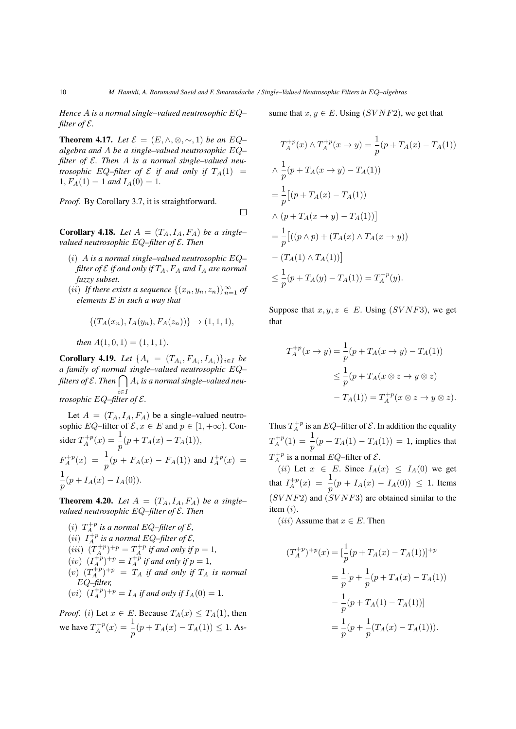*Hence $A$ is a normal single–valued neutrosophic $EQ$–filter of $\mathcal{E}$.*

**Theorem 4.17.** *Let $\mathcal{E} = (E, \wedge, \otimes, \sim, 1)$ be an $EQ$–algebra and $A$ be a single–valued neutrosophic $EQ$–filter of $\mathcal{E}$. Then $A$ is a normal single–valued neutrosophic $EQ$–filter of $\mathcal{E}$ if and only if $T_A(1) = 1, F_A(1) = 1$ and $I_A(0) = 1$.*

*Proof.* By Corollary 3.7, it is straightforward. □

**Corollary 4.18.** *Let $A = (T_A, I_A, F_A)$ be a single–valued neutrosophic $EQ$–filter of $\mathcal{E}$. Then*

- $(i)$ *$A$ is a normal single–valued neutrosophic $EQ$–filter of $\mathcal{E}$ if and only if $T_A$, $F_A$ and $I_A$ are normal fuzzy subset.*
- $(ii)$ *If there exists a sequence $\{(x_n, y_n, z_n)\}_{n=1}^{\infty}$ of elements $E$ in such a way that*

$$\{(T_A(x_n), I_A(y_n), F_A(z_n))\} \to (1, 1, 1),$$

*then $A(1, 0, 1) = (1, 1, 1)$.*

**Corollary 4.19.** *Let $\{A_i = (T_{A_i}, F_{A_i}, I_{A_i})\}_{i\in I}$ be a family of normal single–valued neutrosophic $EQ$–filters of $\mathcal{E}$. Then $\bigcap_{i\in I} A_i$ is a normal single–valued neutrosophic $EQ$–filter of $\mathcal{E}$.*

Let $A = (T_A, I_A, F_A)$ be a single–valued neutrosophic $EQ$–filter of $\mathcal{E}, x \in E$ and $p \in [1, +\infty)$. Consider $T_A^{+p}(x) = \dfrac{1}{p}(p + T_A(x) - T_A(1))$, $F_A^{+p}(x) = \dfrac{1}{p}(p + F_A(x) - F_A(1))$ and $I_A^{+p}(x) = \dfrac{1}{p}(p + I_A(x) - I_A(0))$.

**Theorem 4.20.** *Let $A = (T_A, I_A, F_A)$ be a single–valued neutrosophic $EQ$–filter of $\mathcal{E}$. Then*

- $(i)$ *$T_A^{+p}$ is a normal $EQ$–filter of $\mathcal{E}$,*
- $(ii)$ *$I_A^{+p}$ is a normal $EQ$–filter of $\mathcal{E}$,*
- $(iii)$ *$(T_A^{+p})^{+p} = T_A^{+p}$ if and only if $p = 1$,*
- $(iv)$ *$(I_A^{+p})^{+p} = I_A^{+p}$ if and only if $p = 1$,*
- $(v)$ *$(T_A^{+p})^{+p} = T_A$ if and only if $T_A$ is normal $EQ$–filter,*
- $(vi)$ *$(I_A^{+p})^{+p} = I_A$ if and only if $I_A(0) = 1$.*

*Proof.* $(i)$ Let $x \in E$. Because $T_A(x) \leq T_A(1)$, then we have $T_A^{+p}(x) = \dfrac{1}{p}(p + T_A(x) - T_A(1)) \leq 1$. Assume that $x, y \in E$. Using $(SVNF2)$, we get that

$$\begin{aligned}
&T_A^{+p}(x) \wedge T_A^{+p}(x \to y) = \frac{1}{p}(p + T_A(x) - T_A(1))\\
&\wedge \frac{1}{p}(p + T_A(x \to y) - T_A(1))\\
&= \frac{1}{p}\big[(p + T_A(x) - T_A(1))\\
&\wedge (p + T_A(x \to y) - T_A(1))\big]\\
&= \frac{1}{p}\big[((p \wedge p) + (T_A(x) \wedge T_A(x \to y))\\
&- (T_A(1) \wedge T_A(1))\big]\\
&\leq \frac{1}{p}(p + T_A(y) - T_A(1)) = T_A^{+p}(y).
\end{aligned}$$

Suppose that $x, y, z \in E$. Using $(SVNF3)$, we get that

$$\begin{aligned}
T_A^{+p}(x \to y) &= \frac{1}{p}(p + T_A(x \to y) - T_A(1))\\
&\leq \frac{1}{p}(p + T_A(x \otimes z \to y \otimes z)\\
&- T_A(1)) = T_A^{+p}(x \otimes z \to y \otimes z).
\end{aligned}$$

Thus $T_A^{+p}$ is an $EQ$–filter of $\mathcal{E}$. In addition the equality $T_A^{+p}(1) = \dfrac{1}{p}(p + T_A(1) - T_A(1)) = 1$, implies that $T_A^{+p}$ is a normal $EQ$–filter of $\mathcal{E}$.

$(ii)$ Let $x \in E$. Since $I_A(x) \leq I_A(0)$ we get that $I_A^{+p}(x) = \dfrac{1}{p}(p + I_A(x) - I_A(0)) \leq 1$. Items $(SVNF2)$ and $(SVNF3)$ are obtained similar to the item $(i)$.

$(iii)$ Assume that $x \in E$. Then

$$\begin{aligned}
(T_A^{+p})^{+p}(x) &= [\frac{1}{p}(p + T_A(x) - T_A(1))]^{+p}\\
&= \frac{1}{p}[p + \frac{1}{p}(p + T_A(x) - T_A(1))\\
&- \frac{1}{p}(p + T_A(1) - T_A(1))]\\
&= \frac{1}{p}(p + \frac{1}{p}(T_A(x) - T_A(1))).
\end{aligned}$$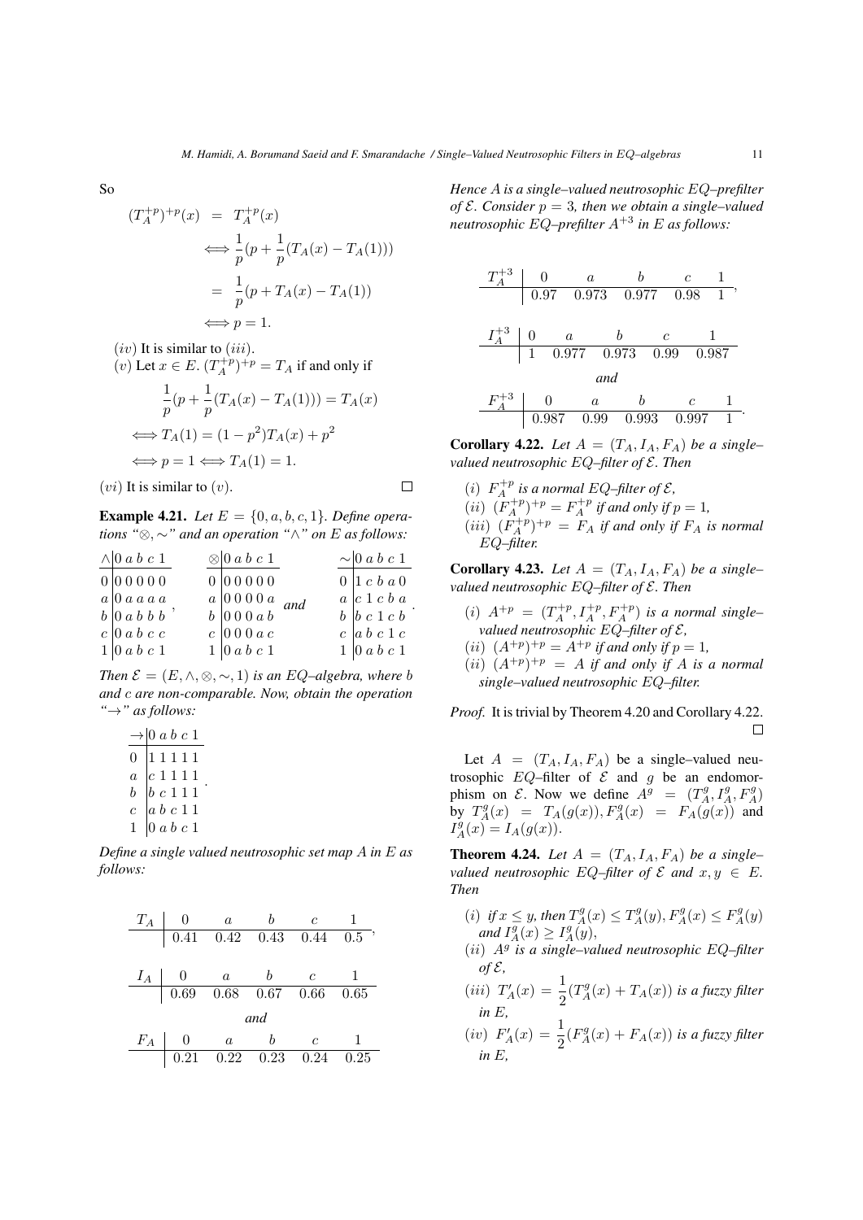So

$$
\begin{aligned}
(T_A^{+p})^{+p}(x) &= T_A^{+p}(x) \\
&\Longleftrightarrow \frac{1}{p}(p + \frac{1}{p}(T_A(x) - T_A(1))) \\
&= \frac{1}{p}(p + T_A(x) - T_A(1)) \\
&\Longleftrightarrow p = 1.
\end{aligned}
$$

$(iv)$ It is similar to $(iii)$.

$(v)$ Let $x \in E$. $(T_A^{+p})^{+p} = T_A$ if and only if

$$
\frac{1}{p}(p + \frac{1}{p}(T_A(x) - T_A(1))) = T_A(x)
$$

$$
\Longleftrightarrow T_A(1) = (1 - p^2)T_A(x) + p^2
$$

$$
\Longleftrightarrow p = 1 \Longleftrightarrow T_A(1) = 1.
$$

$(vi)$ It is similar to $(v)$. □

**Example 4.21.** *Let $E = \{0, a, b, c, 1\}$. Define operations "$\otimes, \sim$" and an operation "$\wedge$" on $E$ as follows:*

| $\wedge$ | 0 | $a$ | $b$ | $c$ | 1 |
|---|---|---|---|---|---|
| 0 | 0 | 0 | 0 | 0 | 0 |
| $a$ | 0 | $a$ | $a$ | $a$ | $a$ |
| $b$ | 0 | $a$ | $b$ | $b$ | $b$ |
| $c$ | 0 | $a$ | $b$ | $c$ | $c$ |
| 1 | 0 | $a$ | $b$ | $c$ | 1 |

,

| $\otimes$ | 0 | $a$ | $b$ | $c$ | 1 |
|---|---|---|---|---|---|
| 0 | 0 | 0 | 0 | 0 | 0 |
| $a$ | 0 | 0 | 0 | 0 | $a$ |
| $b$ | 0 | 0 | 0 | $a$ | $b$ |
| $c$ | 0 | 0 | 0 | $a$ | $c$ |
| 1 | 0 | $a$ | $b$ | $c$ | 1 |

*and*

| $\sim$ | 0 | $a$ | $b$ | $c$ | 1 |
|---|---|---|---|---|---|
| 0 | 1 | $c$ | $b$ | $a$ | 0 |
| $a$ | $c$ | 1 | $c$ | $b$ | $a$ |
| $b$ | $b$ | $c$ | 1 | $c$ | $b$ |
| $c$ | $a$ | $b$ | $c$ | 1 | $c$ |
| 1 | 0 | $a$ | $b$ | $c$ | 1 |

.

*Then $\mathcal{E} = (E, \wedge, \otimes, \sim, 1)$ is an EQ–algebra, where $b$ and $c$ are non-comparable. Now, obtain the operation "$\rightarrow$" as follows:*

| $\rightarrow$ | 0 | $a$ | $b$ | $c$ | 1 |
|---|---|---|---|---|---|
| 0 | 1 | 1 | 1 | 1 | 1 |
| $a$ | $c$ | 1 | 1 | 1 | 1 |
| $b$ | $b$ | $c$ | 1 | 1 | 1 |
| $c$ | $a$ | $b$ | $c$ | 1 | 1 |
| 1 | 0 | $a$ | $b$ | $c$ | 1 |

.

*Define a single valued neutrosophic set map $A$ in $E$ as follows:*

| $T_A$ | 0 | $a$ | $b$ | $c$ | 1 |
|---|---|---|---|---|---|
| | 0.41 | 0.42 | 0.43 | 0.44 | 0.5 |

,

| $I_A$ | 0 | $a$ | $b$ | $c$ | 1 |
|---|---|---|---|---|---|
| | 0.69 | 0.68 | 0.67 | 0.66 | 0.65 |

*and*

| $F_A$ | 0 | $a$ | $b$ | $c$ | 1 |
|---|---|---|---|---|---|
| | 0.21 | 0.22 | 0.23 | 0.24 | 0.25 |

*Hence $A$ is a single–valued neutrosophic EQ–prefilter of $\mathcal{E}$. Consider $p = 3$, then we obtain a single–valued neutrosophic EQ–prefilter $A^{+3}$ in $E$ as follows:*

| $T_A^{+3}$ | 0 | $a$ | $b$ | $c$ | 1 |
|---|---|---|---|---|---|
| | 0.97 | 0.973 | 0.977 | 0.98 | 1 |

,

| $I_A^{+3}$ | 0 | $a$ | $b$ | $c$ | 1 |
|---|---|---|---|---|---|
| | 1 | 0.977 | 0.973 | 0.99 | 0.987 |

*and*

| $F_A^{+3}$ | 0 | $a$ | $b$ | $c$ | 1 |
|---|---|---|---|---|---|
| | 0.987 | 0.99 | 0.993 | 0.997 | 1 |

.

**Corollary 4.22.** *Let $A = (T_A, I_A, F_A)$ be a single–valued neutrosophic EQ–filter of $\mathcal{E}$. Then*

- $(i)$ *$F_A^{+p}$ is a normal EQ–filter of $\mathcal{E}$,*
- $(ii)$ *$(F_A^{+p})^{+p} = F_A^{+p}$ if and only if $p = 1$,*
- $(iii)$ *$(F_A^{+p})^{+p} = F_A$ if and only if $F_A$ is normal EQ–filter.*

**Corollary 4.23.** *Let $A = (T_A, I_A, F_A)$ be a single–valued neutrosophic EQ–filter of $\mathcal{E}$. Then*

- $(i)$ *$A^{+p} = (T_A^{+p}, I_A^{+p}, F_A^{+p})$ is a normal single–valued neutrosophic EQ–filter of $\mathcal{E}$,*
- $(ii)$ *$(A^{+p})^{+p} = A^{+p}$ if and only if $p = 1$,*
- $(ii)$ *$(A^{+p})^{+p} = A$ if and only if $A$ is a normal single–valued neutrosophic EQ–filter.*

*Proof.* It is trivial by Theorem 4.20 and Corollary 4.22. □

Let $A = (T_A, I_A, F_A)$ be a single–valued neutrosophic $EQ$–filter of $\mathcal{E}$ and $g$ be an endomorphism on $\mathcal{E}$. Now we define $A^g = (T_A^g, I_A^g, F_A^g)$ by $T_A^g(x) = T_A(g(x)), F_A^g(x) = F_A(g(x))$ and $I_A^g(x) = I_A(g(x))$.

**Theorem 4.24.** *Let $A = (T_A, I_A, F_A)$ be a single–valued neutrosophic EQ–filter of $\mathcal{E}$ and $x, y \in E$. Then*

- $(i)$ *if $x \leq y$, then $T_A^g(x) \leq T_A^g(y), F_A^g(x) \leq F_A^g(y)$ and $I_A^g(x) \geq I_A^g(y)$,*
- $(ii)$ *$A^g$ is a single–valued neutrosophic EQ–filter of $\mathcal{E}$,*
- $(iii)$ *$T'_A(x) = \dfrac{1}{2}(T_A^g(x) + T_A(x))$ is a fuzzy filter in $E$,*
- $(iv)$ *$F'_A(x) = \dfrac{1}{2}(F_A^g(x) + F_A(x))$ is a fuzzy filter in $E$,*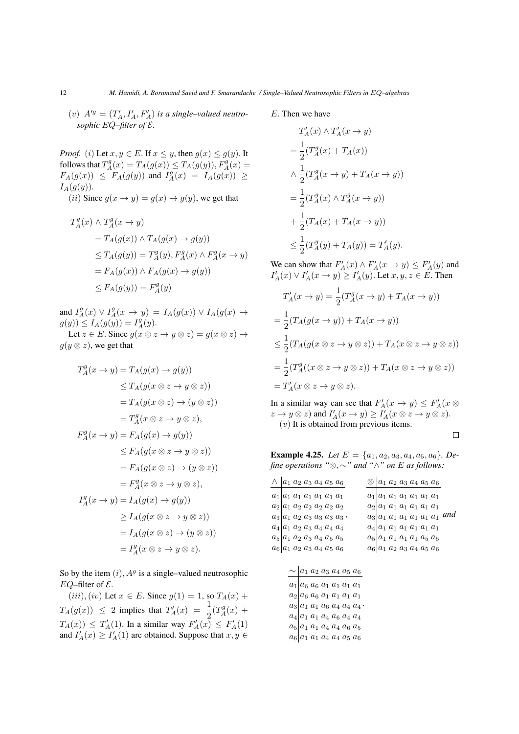(v) $A'^g = (T'_A, I'_A, F'_A)$ *is a single–valued neutrosophic EQ–filter of* $\mathcal{E}$.

*Proof.* (i) Let $x, y \in E$. If $x \leq y$, then $g(x) \leq g(y)$. It follows that $T^g_A(x) = T_A(g(x)) \leq T_A(g(y)), F^g_A(x) = F_A(g(x)) \leq F_A(g(y))$ and $I^g_A(x) = I_A(g(x)) \geq I_A(g(y))$.

(ii) Since $g(x \to y) = g(x) \to g(y)$, we get that

$$
\begin{aligned}
T^g_A(x) \wedge T^g_A(x \to y) &= T_A(g(x)) \wedge T_A(g(x) \to g(y)) \\
&\leq T_A(g(y)) = T^g_A(y), F^g_A(x) \wedge F^g_A(x \to y) \\
&= F_A(g(x)) \wedge F_A(g(x) \to g(y)) \\
&\leq F_A(g(y)) = F^g_A(y)
\end{aligned}
$$

and $I^g_A(x) \vee I^g_A(x \to y) = I_A(g(x)) \vee I_A(g(x) \to g(y)) \leq I_A(g(y)) = I^g_A(y)$.

Let $z \in E$. Since $g(x \otimes z \to y \otimes z) = g(x \otimes z) \to g(y \otimes z)$, we get that

$$
\begin{aligned}
T^g_A(x \to y) &= T_A(g(x) \to g(y)) \\
&\leq T_A(g(x \otimes z \to y \otimes z)) \\
&= T_A(g(x \otimes z) \to (y \otimes z)) \\
&= T^g_A(x \otimes z \to y \otimes z), \\
F^g_A(x \to y) &= F_A(g(x) \to g(y)) \\
&\leq F_A(g(x \otimes z \to y \otimes z)) \\
&= F_A(g(x \otimes z) \to (y \otimes z)) \\
&= F^g_A(x \otimes z \to y \otimes z), \\
I^g_A(x \to y) &= I_A(g(x) \to g(y)) \\
&\geq I_A(g(x \otimes z \to y \otimes z)) \\
&= I_A(g(x \otimes z) \to (y \otimes z)) \\
&= I^g_A(x \otimes z \to y \otimes z).
\end{aligned}
$$

So by the item (i), $A^g$ is a single–valued neutrosophic $EQ$–filter of $\mathcal{E}$.

(iii), (iv) Let $x \in E$. Since $g(1) = 1$, so $T_A(x) + T_A(g(x)) \leq 2$ implies that $T'_A(x) = \dfrac{1}{2}(T^g_A(x) + T_A(x)) \leq T'_A(1)$. In a similar way $F'_A(x) \leq F'_A(1)$ and $I'_A(x) \geq I'_A(1)$ are obtained. Suppose that $x, y \in E$. Then we have

$$
\begin{aligned}
& T'_A(x) \wedge T'_A(x \to y) \\
&= \frac{1}{2}(T^g_A(x) + T_A(x)) \\
&\wedge \frac{1}{2}(T^g_A(x \to y) + T_A(x \to y)) \\
&= \frac{1}{2}(T^g_A(x) \wedge T^g_A(x \to y)) \\
&+ \frac{1}{2}(T_A(x) + T_A(x \to y)) \\
&\leq \frac{1}{2}(T^g_A(y) + T_A(y)) = T'_A(y).
\end{aligned}
$$

We can show that $F'_A(x) \wedge F'_A(x \to y) \leq F'_A(y)$ and $I'_A(x) \vee I'_A(x \to y) \geq I'_A(y)$. Let $x, y, z \in E$. Then

$$
\begin{aligned}
& T'_A(x \to y) = \frac{1}{2}(T^g_A(x \to y) + T_A(x \to y)) \\
&= \frac{1}{2}(T_A(g(x \to y)) + T_A(x \to y)) \\
&\leq \frac{1}{2}(T_A(g(x \otimes z \to y \otimes z)) + T_A(x \otimes z \to y \otimes z)) \\
&= \frac{1}{2}(T^g_A((x \otimes z \to y \otimes z)) + T_A(x \otimes z \to y \otimes z)) \\
&= T'_A(x \otimes z \to y \otimes z).
\end{aligned}
$$

In a similar way can see that $F'_A(x \to y) \leq F'_A(x \otimes z \to y \otimes z)$ and $I'_A(x \to y) \geq I'_A(x \otimes z \to y \otimes z)$.

(v) It is obtained from previous items. □

**Example 4.25.** *Let* $E = \{a_1, a_2, a_3, a_4, a_5, a_6\}$. *Define operations "*$\otimes, \sim$*" and "*$\wedge$*" on* $E$ *as follows:*

| $\wedge$ | $a_1$ | $a_2$ | $a_3$ | $a_4$ | $a_5$ | $a_6$ |
|---|---|---|---|---|---|---|
| $a_1$ | $a_1$ | $a_1$ | $a_1$ | $a_1$ | $a_1$ | $a_1$ |
| $a_2$ | $a_1$ | $a_2$ | $a_2$ | $a_2$ | $a_2$ | $a_2$ |
| $a_3$ | $a_1$ | $a_2$ | $a_3$ | $a_3$ | $a_3$ | $a_3$ |
| $a_4$ | $a_1$ | $a_2$ | $a_3$ | $a_4$ | $a_4$ | $a_4$ |
| $a_5$ | $a_1$ | $a_2$ | $a_3$ | $a_4$ | $a_5$ | $a_5$ |
| $a_6$ | $a_1$ | $a_2$ | $a_3$ | $a_4$ | $a_5$ | $a_6$ |

,

| $\otimes$ | $a_1$ | $a_2$ | $a_3$ | $a_4$ | $a_5$ | $a_6$ |
|---|---|---|---|---|---|---|
| $a_1$ | $a_1$ | $a_1$ | $a_1$ | $a_1$ | $a_1$ | $a_1$ |
| $a_2$ | $a_1$ | $a_1$ | $a_1$ | $a_1$ | $a_1$ | $a_1$ |
| $a_3$ | $a_1$ | $a_1$ | $a_1$ | $a_1$ | $a_1$ | $a_1$ |
| $a_4$ | $a_1$ | $a_1$ | $a_1$ | $a_1$ | $a_1$ | $a_1$ |
| $a_5$ | $a_1$ | $a_1$ | $a_1$ | $a_1$ | $a_5$ | $a_5$ |
| $a_6$ | $a_1$ | $a_2$ | $a_3$ | $a_4$ | $a_5$ | $a_6$ |

*and*

| $\sim$ | $a_1$ | $a_2$ | $a_3$ | $a_4$ | $a_5$ | $a_6$ |
|---|---|---|---|---|---|---|
| $a_1$ | $a_6$ | $a_6$ | $a_1$ | $a_1$ | $a_1$ | $a_1$ |
| $a_2$ | $a_6$ | $a_6$ | $a_1$ | $a_1$ | $a_1$ | $a_1$ |
| $a_3$ | $a_1$ | $a_1$ | $a_6$ | $a_4$ | $a_4$ | $a_4$ |
| $a_4$ | $a_1$ | $a_1$ | $a_4$ | $a_6$ | $a_4$ | $a_4$ |
| $a_5$ | $a_1$ | $a_1$ | $a_4$ | $a_4$ | $a_6$ | $a_5$ |
| $a_6$ | $a_1$ | $a_1$ | $a_4$ | $a_4$ | $a_5$ | $a_6$ |

.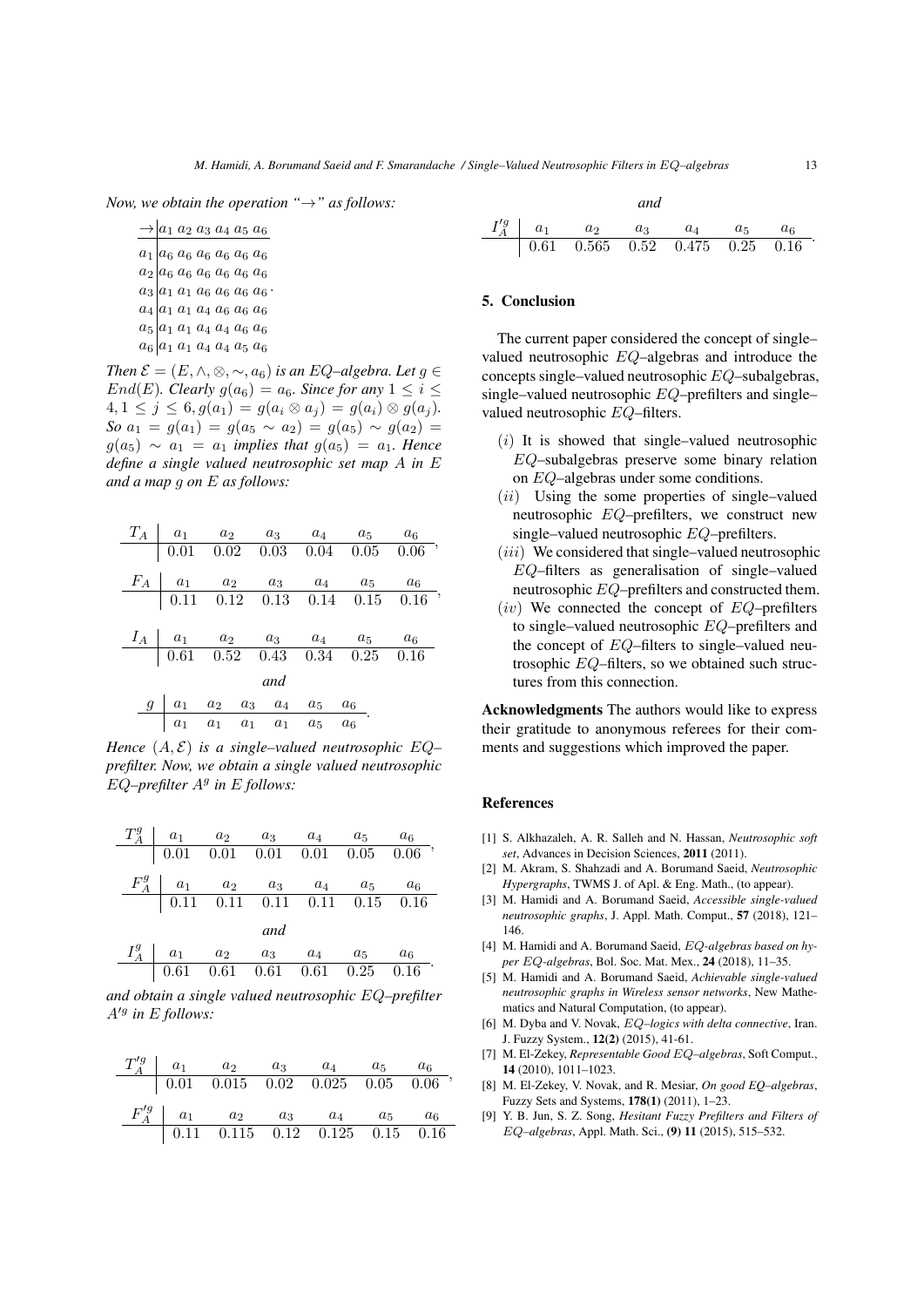*Now, we obtain the operation "$\rightarrow$" as follows:*

| $\rightarrow$ | $a_1$ | $a_2$ | $a_3$ | $a_4$ | $a_5$ | $a_6$ |
|---|---|---|---|---|---|---|
| $a_1$ | $a_6$ | $a_6$ | $a_6$ | $a_6$ | $a_6$ | $a_6$ |
| $a_2$ | $a_6$ | $a_6$ | $a_6$ | $a_6$ | $a_6$ | $a_6$ |
| $a_3$ | $a_1$ | $a_1$ | $a_6$ | $a_6$ | $a_6$ | $a_6$ |
| $a_4$ | $a_1$ | $a_1$ | $a_4$ | $a_6$ | $a_6$ | $a_6$ |
| $a_5$ | $a_1$ | $a_1$ | $a_4$ | $a_4$ | $a_6$ | $a_6$ |
| $a_6$ | $a_1$ | $a_1$ | $a_4$ | $a_4$ | $a_5$ | $a_6$ |

*Then $\mathcal{E} = (E, \wedge, \otimes, \sim, a_6)$ is an $EQ$–algebra. Let $g \in End(E)$. Clearly $g(a_6) = a_6$. Since for any $1 \leq i \leq 4, 1 \leq j \leq 6, g(a_1) = g(a_i \otimes a_j) = g(a_i) \otimes g(a_j)$. So $a_1 = g(a_1) = g(a_5 \sim a_2) = g(a_5) \sim g(a_2) = g(a_5) \sim a_1 = a_1$ implies that $g(a_5) = a_1$. Hence define a single valued neutrosophic set map $A$ in $E$ and a map $g$ on $E$ as follows:*

| $T_A$ | $a_1$ | $a_2$ | $a_3$ | $a_4$ | $a_5$ | $a_6$ |
|---|---|---|---|---|---|---|
| | 0.01 | 0.02 | 0.03 | 0.04 | 0.05 | 0.06 |

| $F_A$ | $a_1$ | $a_2$ | $a_3$ | $a_4$ | $a_5$ | $a_6$ |
|---|---|---|---|---|---|---|
| | 0.11 | 0.12 | 0.13 | 0.14 | 0.15 | 0.16 |

| $I_A$ | $a_1$ | $a_2$ | $a_3$ | $a_4$ | $a_5$ | $a_6$ |
|---|---|---|---|---|---|---|
| | 0.61 | 0.52 | 0.43 | 0.34 | 0.25 | 0.16 |

*and*

| $g$ | $a_1$ | $a_2$ | $a_3$ | $a_4$ | $a_5$ | $a_6$ |
|---|---|---|---|---|---|---|
| | $a_1$ | $a_1$ | $a_1$ | $a_1$ | $a_5$ | $a_6$ |

*Hence $(A, \mathcal{E})$ is a single–valued neutrosophic $EQ$–prefilter. Now, we obtain a single valued neutrosophic $EQ$–prefilter $A^g$ in $E$ follows:*

| $T_A^g$ | $a_1$ | $a_2$ | $a_3$ | $a_4$ | $a_5$ | $a_6$ |
|---|---|---|---|---|---|---|
| | 0.01 | 0.01 | 0.01 | 0.01 | 0.05 | 0.06 |

| $F_A^g$ | $a_1$ | $a_2$ | $a_3$ | $a_4$ | $a_5$ | $a_6$ |
|---|---|---|---|---|---|---|
| | 0.11 | 0.11 | 0.11 | 0.11 | 0.15 | 0.16 |

*and*

| $I_A^g$ | $a_1$ | $a_2$ | $a_3$ | $a_4$ | $a_5$ | $a_6$ |
|---|---|---|---|---|---|---|
| | 0.61 | 0.61 | 0.61 | 0.61 | 0.25 | 0.16 |

*and obtain a single valued neutrosophic $EQ$–prefilter $A'^g$ in $E$ follows:*

| $T_A'^g$ | $a_1$ | $a_2$ | $a_3$ | $a_4$ | $a_5$ | $a_6$ |
|---|---|---|---|---|---|---|
| | 0.01 | 0.015 | 0.02 | 0.025 | 0.05 | 0.06 |

| $F_A'^g$ | $a_1$ | $a_2$ | $a_3$ | $a_4$ | $a_5$ | $a_6$ |
|---|---|---|---|---|---|---|
| | 0.11 | 0.115 | 0.12 | 0.125 | 0.15 | 0.16 |

*and*

| $I_A'^g$ | $a_1$ | $a_2$ | $a_3$ | $a_4$ | $a_5$ | $a_6$ |
|---|---|---|---|---|---|---|
| | 0.61 | 0.565 | 0.52 | 0.475 | 0.25 | 0.16 |

## 5. Conclusion

The current paper considered the concept of single–valued neutrosophic $EQ$–algebras and introduce the concepts single–valued neutrosophic $EQ$–subalgebras, single–valued neutrosophic $EQ$–prefilters and single–valued neutrosophic $EQ$–filters.

- $(i)$ It is showed that single–valued neutrosophic $EQ$–subalgebras preserve some binary relation on $EQ$–algebras under some conditions.
- $(ii)$ Using the some properties of single–valued neutrosophic $EQ$–prefilters, we construct new single–valued neutrosophic $EQ$–prefilters.
- $(iii)$ We considered that single–valued neutrosophic $EQ$–filters as generalisation of single–valued neutrosophic $EQ$–prefilters and constructed them.
- $(iv)$ We connected the concept of $EQ$–prefilters to single–valued neutrosophic $EQ$–prefilters and the concept of $EQ$–filters to single–valued neutrosophic $EQ$–filters, so we obtained such structures from this connection.

**Acknowledgments** The authors would like to express their gratitude to anonymous referees for their comments and suggestions which improved the paper.

## References

[1] S. Alkhazaleh, A. R. Salleh and N. Hassan, *Neutrosophic soft set*, Advances in Decision Sciences, **2011** (2011).

[2] M. Akram, S. Shahzadi and A. Borumand Saeid, *Neutrosophic Hypergraphs*, TWMS J. of Apl. & Eng. Math., (to appear).

[3] M. Hamidi and A. Borumand Saeid, *Accessible single-valued neutrosophic graphs*, J. Appl. Math. Comput., **57** (2018), 121–146.

[4] M. Hamidi and A. Borumand Saeid, *$EQ$-algebras based on hyper $EQ$-algebras*, Bol. Soc. Mat. Mex., **24** (2018), 11–35.

[5] M. Hamidi and A. Borumand Saeid, *Achievable single-valued neutrosophic graphs in Wireless sensor networks*, New Mathematics and Natural Computation, (to appear).

[6] M. Dyba and V. Novak, *$EQ$–logics with delta connective*, Iran. J. Fuzzy System., **12(2)** (2015), 41-61.

[7] M. El-Zekey, *Representable Good $EQ$–algebras*, Soft Comput., **14** (2010), 1011–1023.

[8] M. El-Zekey, V. Novak, and R. Mesiar, *On good $EQ$–algebras*, Fuzzy Sets and Systems, **178(1)** (2011), 1–23.

[9] Y. B. Jun, S. Z. Song, *Hesitant Fuzzy Prefilters and Filters of $EQ$–algebras*, Appl. Math. Sci., **(9) 11** (2015), 515–532.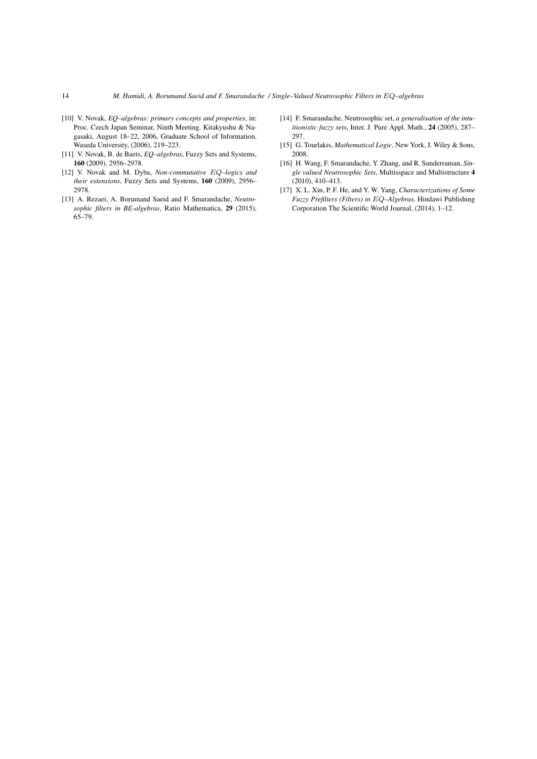[10] V. Novak, *EQ–algebras: primary concepts and properties*, in: Proc. Czech Japan Seminar, Ninth Meeting. Kitakyushu & Nagasaki, August 18–22, 2006, Graduate School of Information, Waseda University, (2006), 219–223.

[11] V. Novak, B. de Baets, *EQ–algebras*, Fuzzy Sets and Systems, **160** (2009), 2956–2978.

[12] V. Novak and M. Dyba, *Non-commutative $EQ$–logics and their extensions*, Fuzzy Sets and Systems, **160** (2009), 2956–2978.

[13] A. Rezaei, A. Borumand Saeid and F. Smarandache, *Neutrosophic filters in BE-algebras*, Ratio Mathematica, **29** (2015), 65–79.

[14] F. Smarandache, Neutrosophic set, *a generalisation of the intuitionistic fuzzy sets*, Inter. J. Pure Appl. Math., **24** (2005), 287–297.

[15] G. Tourlakis, *Mathematical Logic*, New York, J. Wiley & Sons, 2008.

[16] H. Wang, F. Smarandache, Y. Zhang, and R. Sunderraman, *Single valued Neutrosophic Sets*, Multisspace and Multistructure **4** (2010), 410–413.

[17] X. L. Xin, P. F. He, and Y. W. Yang, *Characterizations of Some Fuzzy Prefilters (Filters) in $EQ$–Algebras,* Hindawi Publishing Corporation The Scientific World Journal, (2014), 1–12.